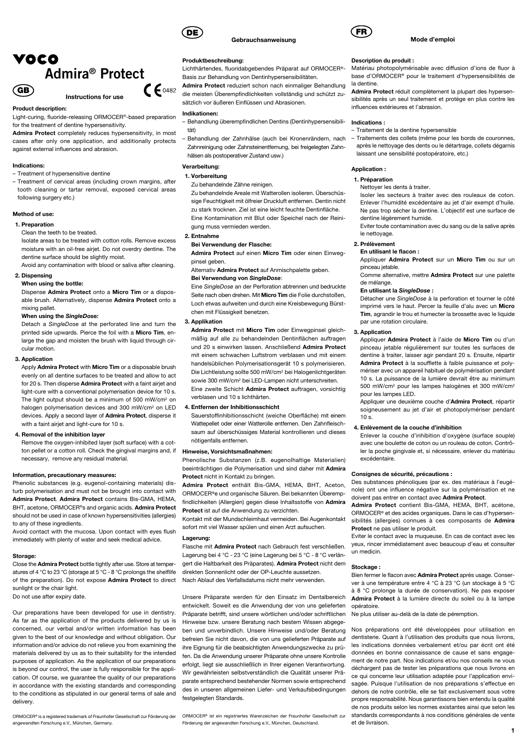# VOCO

# Admira® Protect

## GB — Instructions for use

CE 0482

### Product description:

Light-curing, fluoride-releasing ORMOCER®-based preparation for the treatment of dentine hypersensitivity.

**Admira Protect** completely reduces hypersensitivity, in most cases after only one application, and additionally protects against external influences and abrasion.

### Indications:

- Treatment of hypersensitive dentine
- Treatment of cervical areas (including crown margins, after tooth cleaning or tartar removal, exposed cervical areas following surgery etc.)

### Method of use:

**1. Preparation**

Clean the teeth to be treated.

Isolate areas to be treated with cotton rolls. Remove excess moisture with an oil-free airjet. Do not overdry dentine. The dentine surface should be slightly moist.

Avoid any contamination with blood or saliva after cleaning.

**2. Dispensing**

**When using the bottle:**

Dispense **Admira Protect** onto a **Micro Tim** or a disposable brush. Alternatively, dispense **Admira Protect** onto a mixing pallet.

**When using the *SingleDose:***

Detach a *SingleDose* at the perforated line and turn the printed side upwards. Pierce the foil with a **Micro Tim**, enlarge the gap and moisten the brush with liquid through circular motion.

**3. Application**

Apply **Admira Protect** with **Micro Tim** or a disposable brush evenly on all dentine surfaces to be treated and allow to act for 20 s. Then disperse **Admira Protect** with a faint airjet and light-cure with a conventional polymerisation device for 10 s. The light output should be a minimum of 500 mW/cm² on halogen polymerisation devices and 300 mW/cm² on LED devices. Apply a second layer of **Admira Protect**, disperse it with a faint airjet and light-cure for 10 s.

**4. Removal of the inhibition layer**

Remove the oxygen-inhibited layer (soft surface) with a cotton pellet or a cotton roll. Check the gingival margins and, if necessary, remove any residual material.

### Information, precautionary measures:

Phenolic substances (e.g. eugenol-containing materials) disturb polymerisation and must not be brought into contact with **Admira Protect**. **Admira Protect** contains Bis-GMA, HEMA, BHT, acetone, ORMOCER®s and organic acids. **Admira Protect** should not be used in case of known hypersensitivities (allergies) to any of these ingredients.

Avoid contact with the mucosa. Upon contact with eyes flush immediately with plenty of water and seek medical advice.

### Storage:

Close the **Admira Protect** bottle tightly after use. Store at temperatures of 4 °C to 23 °C (storage at 5 °C - 8 °C prolongs the shelflife of the preparation). Do not expose **Admira Protect** to direct sunlight or the chair light.

Do not use after expiry date.

Our preparations have been developed for use in dentistry. As far as the application of the products delivered by us is concerned, our verbal and/or written information has been given to the best of our knowledge and without obligation. Our information and/or advice do not relieve you from examining the materials delivered by us as to their suitability for the intended purposes of application. As the application of our preparations is beyond our control, the user is fully responsible for the application. Of course, we guarantee the quality of our preparations in accordance with the existing standards and corresponding to the conditions as stipulated in our general terms of sale and delivery.

ORMOCER® is a registered trademark of Fraunhofer Gesellschaft zur Förderung der angewandten Forschung e.V., München, Germany.

## DE — Gebrauchsanweisung

### Produktbeschreibung:

Lichthärtendes, fluoridabgebendes Präparat auf ORMOCER®-Basis zur Behandlung von Dentinhypersensibilitäten.

**Admira Protect** reduziert schon nach einmaliger Behandlung die meisten Überempfindlichkeiten vollständig und schützt zusätzlich vor äußeren Einflüssen und Abrasionen.

### Indikationen:

- Behandlung überempfindlichen Dentins (Dentinhypersensibilität)
- Behandlung der Zahnhälse (auch bei Kronenrändern, nach Zahnreinigung oder Zahnsteinentfernung, bei freigelegten Zahnhälsen als postoperativer Zustand usw.)

### Verarbeitung:

**1. Vorbereitung**

Zu behandelnde Zähne reinigen.

Zu behandelnde Areale mit Watterollen isolieren. Überschüssige Feuchtigkeit mit ölfreier Druckluft entfernen. Dentin nicht zu stark trocknen. Ziel ist eine leicht feuchte Dentinfläche.

Eine Kontamination mit Blut oder Speichel nach der Reinigung muss vermieden werden.

**2. Entnahme**

**Bei Verwendung der Flasche:**

**Admira Protect** auf einen **Micro Tim** oder einen Einwegpinsel geben.

Alternativ **Admira Protect** auf Anmischpalette geben.

**Bei Verwendung von *SingleDose*:**

Eine *SingleDose* an der Perforation abtrennen und bedruckte Seite nach oben drehen. Mit **Micro Tim** die Folie durchstoßen, Loch etwas aufweiten und durch eine Kreisbewegung Bürstchen mit Flüssigkeit benetzen.

**3. Applikation**

**Admira Protect** mit **Micro Tim** oder Einwegpinsel gleichmäßig auf alle zu behandelnden Dentinflächen auftragen und 20 s einwirken lassen. Anschließend **Admira Protect** mit einem schwachen Luftstrom verblasen und mit einem handelsüblichen Polymerisationsgerät 10 s polymerisieren. Die Lichtleistung sollte 500 mW/cm² bei Halogenlichtgeräten sowie 300 mW/cm² bei LED-Lampen nicht unterschreiten.

Eine zweite Schicht **Admira Protect** auftragen, vorsichtig verblasen und 10 s lichthärten.

**4. Entfernen der Inhibitionsschicht**

Sauerstoffinhibitionsschicht (weiche Oberfläche) mit einem Wattepellet oder einer Watterolle entfernen. Den Zahnfleischsaum auf überschüssiges Material kontrollieren und dieses nötigenfalls entfernen.

### Hinweise, Vorsichtsmaßnahmen:

Phenolische Substanzen (z.B. eugenolhaltige Materialien) beeinträchtigen die Polymerisation und sind daher mit **Admira Protect** nicht in Kontakt zu bringen.

**Admira Protect** enthält Bis-GMA, HEMA, BHT, Aceton, ORMOCER®e und organische Säuren. Bei bekannten Überempfindlichkeiten (Allergien) gegen diese Inhaltsstoffe von **Admira Protect** ist auf die Anwendung zu verzichten.

Kontakt mit der Mundschleimhaut vermeiden. Bei Augenkontakt sofort mit viel Wasser spülen und einen Arzt aufsuchen.

### Lagerung:

Flasche mit **Admira Protect** nach Gebrauch fest verschließen. Lagerung bei 4 °C - 23 °C (eine Lagerung bei 5 °C - 8 °C verlängert die Haltbarkeit des Präparates). **Admira Protect** nicht dem direkten Sonnenlicht oder der OP-Leuchte aussetzen.

Nach Ablauf des Verfallsdatums nicht mehr verwenden.

Unsere Präparate werden für den Einsatz im Dentalbereich entwickelt. Soweit es die Anwendung der von uns gelieferten Präparate betrifft, sind unsere wörtlichen und/oder schriftlichen Hinweise bzw. unsere Beratung nach bestem Wissen abgegeben und unverbindlich. Unsere Hinweise und/oder Beratung befreien Sie nicht davon, die von uns gelieferten Präparate auf ihre Eignung für die beabsichtigten Anwendungszwecke zu prüfen. Da die Anwendung unserer Präparate ohne unsere Kontrolle erfolgt, liegt sie ausschließlich in Ihrer eigenen Verantwortung. Wir gewährleisten selbstverständlich die Qualität unserer Präparate entsprechend bestehender Normen sowie entsprechend des in unseren allgemeinen Liefer- und Verkaufsbedingungen festgelegten Standards.

ORMOCER® ist ein registriertes Warenzeichen der Fraunhofer Gesellschaft zur Förderung der angewandten Forschung e.V., München, Deutschland.

## FR — Mode d'emploi

### Description du produit :

Matériau photopolymérisable avec diffusion d'ions de fluor à base d'ORMOCER® pour le traitement d'hypersensibilités de la dentine.

**Admira Protect** réduit complètement la plupart des hypersensibilités après un seul traitement et protège en plus contre les influences extérieures et l'abrasion.

### Indications :

- Traitement de la dentine hypersensible
- Traitements des collets (même pour les bords de couronnes, après le nettoyage des dents ou le détartrage, collets dégarnis laissant une sensibilité postopératoire, etc.)

### Application :

**1. Préparation**

Nettoyer les dents à traiter.

Isoler les secteurs à traiter avec des rouleaux de coton. Enlever l'humidité excédentaire au jet d'air exempt d'huile. Ne pas trop sécher la dentine. L'objectif est une surface de dentine légèrement humide.

Eviter toute contamination avec du sang ou de la salive après le nettoyage.

**2. Prélèvement**

**En utilisant le flacon :**

Appliquer **Admira Protect** sur un **Micro Tim** ou sur un pinceau jetable.

Comme alternative, mettre **Admira Protect** sur une palette de mélange.

**En utilisant la *SingleDose* :**

Détacher une *SingleDose* à la perforation et tourner le côté imprimé vers le haut. Percer la feuille d'alu avec un **Micro Tim**, agrandir le trou et humecter la brossette avec le liquide par une rotation circulaire.

**3. Application**

Appliquer **Admira Protect** à l'aide de **Micro Tim** ou d'un pinceau jetable régulièrement sur toutes les surfaces de dentine à traiter, laisser agir pendant 20 s. Ensuite, répartir **Admira Protect** à la soufflette à faible puissance et polymériser avec un appareil habituel de polymérisation pendant 10 s. La puissance de la lumière devrait être au minimum 500 mW/cm² pour les lampes halogènes et 300 mW/cm² pour les lampes LED.

Appliquer une deuxième couche d'**Admira Protect**, répartir soigneusement au jet d'air et photopolymériser pendant 10 s.

**4. Enlèvement de la couche d'inhibition**

Enlever la couche d'inhibition d'oxygène (surface souple) avec une boulette de coton ou un rouleau de coton. Contrôler la poche gingivale et, si nécessaire, enlever du matériau excédentaire.

### Consignes de sécurité, précautions :

Des substances phénoliques (par ex. des matériaux à l'eugénole) ont une influence négative sur la polymérisation et ne doivent pas entrer en contact avec **Admira Protect**.

**Admira Protect** contient Bis-GMA, HEMA, BHT, acétone, ORMOCER® et des acides organiques. Dans le cas d'hypersensibilités (allergies) connues à ces composants de **Admira Protect** ne pas utiliser le produit.

Eviter le contact avec la muqueuse. En cas de contact avec les yeux, rincer immédiatement avec beaucoup d'eau et consulter un medicin.

### Stockage :

Bien fermer le flacon avec **Admira Protect** après usage. Conserver à une température entre 4 °C à 23 °C (un stockage à 5 °C à 8 °C prolonge la durée de conservation). Ne pas exposer **Admira Protect** à la lumière directe du soleil ou à la lampe opératoire.

Ne plus utiliser au-delà de la date de péremption.

Nos préparations ont été développées pour utilisation en dentisterie. Quant à l'utilisation des produits que nous livrons, les indications données verbalement et/ou par écrit ont été données en bonne connaissance de cause et sans engagement de notre part. Nos indications et/ou nos conseils ne vous déchargent pas de tester les préparations que nous livrons en ce qui concerne leur utilisation adaptée pour l'application envisagée. Puisque l'utilisation de nos préparations s'effectue en dehors de notre contrôle, elle se fait exclusivement sous votre propre responsabilité. Nous garantissons bien entendu la qualité de nos produits selon les normes existantes ainsi que selon les standards correspondants à nos conditions générales de vente et de livraison.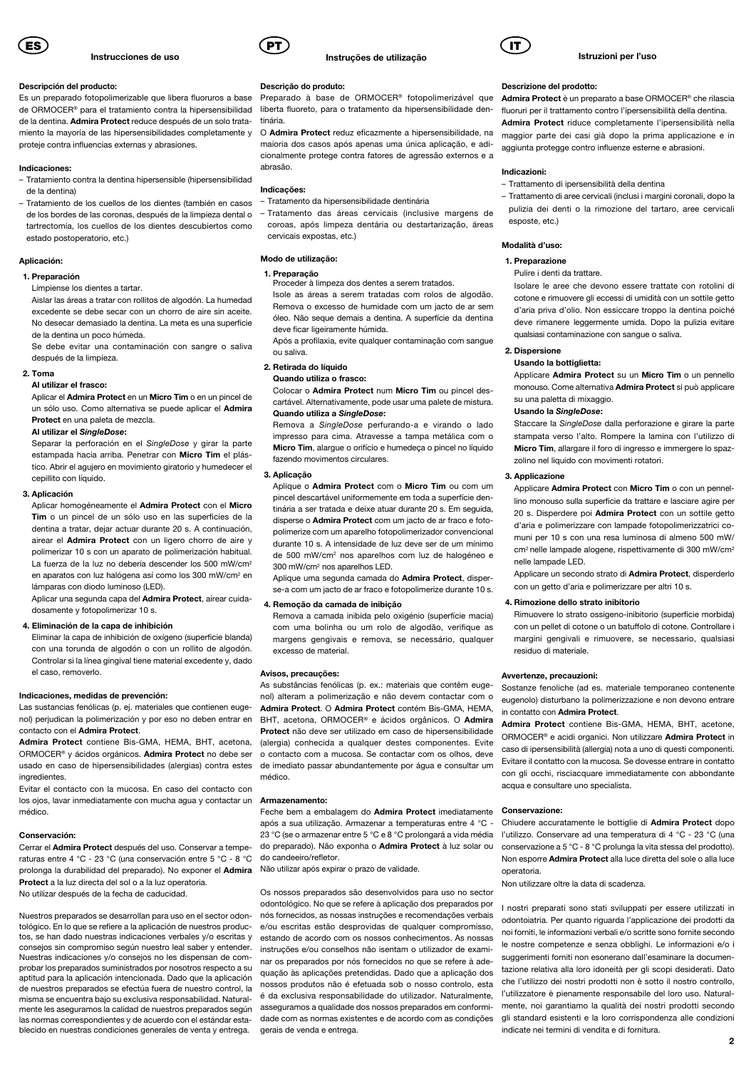# ES Instrucciones de uso

**Descripción del producto:**

Es un preparado fotopolimerizable que libera fluoruros a base de ORMOCER® para el tratamiento contra la hipersensibilidad de la dentina. **Admira Protect** reduce después de un solo tratamiento la mayoría de las hipersensibilidades completamente y proteje contra influencias externas y abrasiones.

**Indicaciones:**

– Tratamiento contra la dentina hipersensible (hipersensibilidad de la dentina)
– Tratamiento de los cuellos de los dientes (también en casos de los bordes de las coronas, después de la limpieza dental o tartrectomía, los cuellos de los dientes descubiertos como estado postoperatorio, etc.)

**Aplicación:**

**1. Preparación**

Límpiense los dientes a tartar.

Aislar las áreas a tratar con rollitos de algodón. La humedad excedente se debe secar con un chorro de aire sin aceite. No desecar demasiado la dentina. La meta es una superficie de la dentina un poco húmeda.

Se debe evitar una contaminación con sangre o saliva después de la limpieza.

**2. Toma**

**Al utilizar el frasco:**

Aplicar el **Admira Protect** en un **Micro Tim** o en un pincel de un sólo uso. Como alternativa se puede aplicar el **Admira Protect** en una paleta de mezcla.

**Al utilizar el *SingleDose*:**

Separar la perforación en el *SingleDose* y girar la parte estampada hacia arriba. Penetrar con **Micro Tim** el plástico. Abrir el agujero en movimiento giratorio y humedecer el cepillito con líquido.

**3. Aplicación**

Aplicar homogéneamente el **Admira Protect** con el **Micro Tim** o un pincel de un sólo uso en las superficies de la dentina a tratar, dejar actuar durante 20 s. A continuación, airear el **Admira Protect** con un ligero chorro de aire y polimerizar 10 s con un aparato de polimerización habitual. La fuerza de la luz no debería descender los 500 mW/cm² en aparatos con luz halógena así como los 300 mW/cm² en lámparas con diodo luminoso (LED).

Aplicar una segunda capa del **Admira Protect**, airear cuidadosamente y fotopolimerizar 10 s.

**4. Eliminación de la capa de inhibición**

Eliminar la capa de inhibición de oxígeno (superficie blanda) con una torunda de algodón o con un rollito de algodón. Controlar si la línea gingival tiene material excedente y, dado el caso, removerlo.

**Indicaciones, medidas de prevención:**

Las sustancias fenólicas (p. ej. materiales que contienen eugenol) perjudican la polimerización y por eso no deben entrar en contacto con el **Admira Protect**.

**Admira Protect** contiene Bis-GMA, HEMA, BHT, acetona, ORMOCER® y ácidos orgánicos. **Admira Protect** no debe ser usado en caso de hipersensibilidades (alergias) contra estes ingredientes.

Evitar el contacto con la mucosa. En caso del contacto con los ojos, lavar inmediatamente con mucha agua y contactar un médico.

**Conservación:**

Cerrar el **Admira Protect** después del uso. Conservar a temperaturas entre 4 °C - 23 °C (una conservación entre 5 °C - 8 °C prolonga la durabilidad del preparado). No exponer el **Admira Protect** a la luz directa del sol o a la luz operatoria.

No utilizar después de la fecha de caducidad.

Nuestros preparados se desarrollan para uso en el sector odontológico. En lo que se refiere a la aplicación de nuestros productos, se han dado nuestras indicaciones verbales y/o escritas y consejos sin compromiso según nuestro leal saber y entender. Nuestras indicaciones y/o consejos no les dispensan de comprobar los preparados suministrados por nosotros respecto a su aptitud para la aplicación intencionada. Dado que la aplicación de nuestros preparados se efectúa fuera de nuestro control, la misma se encuentra bajo su exclusiva responsabilidad. Naturalmente les aseguramos la calidad de nuestros preparados según las normas correspondientes y de acuerdo con el estándar establecido en nuestras condiciones generales de venta y entrega.

# PT Instruções de utilização

**Descrição do produto:**

Preparado à base de ORMOCER® fotopolimerizável que liberta fluoreto, para o tratamento da hipersensibilidade dentinária.

O **Admira Protect** reduz eficazmente a hipersensibilidade, na maioria dos casos após apenas uma única aplicação, e adicionalmente protege contra fatores de agressão externos e a abrasão.

**Indicações:**

– Tratamento da hipersensibilidade dentinária
– Tratamento das áreas cervicais (inclusive margens de coroas, após limpeza dentária ou destartarização, áreas cervicais expostas, etc.)

**Modo de utilização:**

**1. Preparação**

Proceder à limpeza dos dentes a serem tratados.

Isole as áreas a serem tratadas com rolos de algodão. Remova o excesso de humidade com um jacto de ar sem óleo. Não seque demais a dentina. A superfície da dentina deve ficar ligeiramente húmida.

Após a profilaxia, evite qualquer contaminação com sangue ou saliva.

**2. Retirada do líquido**

**Quando utiliza o frasco:**

Colocar o **Admira Protect** num **Micro Tim** ou pincel descartável. Alternativamente, pode usar uma palete de mistura.

**Quando utiliza a *SingleDose*:**

Remova a *SingleDose* perfurando-a e virando o lado impresso para cima. Atravesse a tampa metálica com o **Micro Tim**, alargue o orifício e humedeça o pincel no líquido fazendo movimentos circulares.

**3. Aplicação**

Aplique o **Admira Protect** com o **Micro Tim** ou com um pincel descartável uniformemente em toda a superfície dentinária a ser tratada e deixe atuar durante 20 s. Em seguida, disperse o **Admira Protect** com jacto de ar fraco e fotopolimerize com um aparelho fotopolimerizador convencional durante 10 s. A intensidade de luz deve ser de um mínimo de 500 mW/cm² nos aparelhos com luz de halogéneo e 300 mW/cm² nos aparelhos LED.

Aplique uma segunda camada do **Admira Protect**, disperse-a com um jacto de ar fraco e fotopolimerize durante 10 s.

**4. Remoção da camada de inibição**

Remova a camada inibida pelo oxigénio (superfície macia) com uma bolinha ou um rolo de algodão, verifique as margens gengivais e remova, se necessário, qualquer excesso de material.

**Avisos, precauções:**

As substâncias fenólicas (p. ex.: materiais que contêm eugenol) alteram a polimerização e não devem contactar com o **Admira Protect**. O **Admira Protect** contém Bis-GMA, HEMA, BHT, acetona, ORMOCER® e ácidos orgânicos. O **Admira Protect** não deve ser utilizado em caso de hipersensibilidade (alergia) conhecida a qualquer destes componentes. Evite o contacto com a mucosa. Se contactar com os olhos, deve de imediato passar abundantemente por água e consultar um médico.

**Armazenamento:**

Feche bem a embalagem do **Admira Protect** imediatamente após a sua utilização. Armazenar a temperaturas entre 4 °C - 23 °C (se o armazenar entre 5 °C e 8 °C prolongará a vida média do preparado). Não exponha o **Admira Protect** à luz solar ou do candeeiro/refletor.

Não utilizar após expirar o prazo de validade.

Os nossos preparados são desenvolvidos para uso no sector odontológico. No que se refere à aplicação dos preparados por nós fornecidos, as nossas instruções e recomendações verbais e/ou escritas estão desprovidas de qualquer compromisso, estando de acordo com os nossos conhecimentos. As nossas instruções e/ou conselhos não isentam o utilizador de examinar os preparados por nós fornecidos no que se refere à adequação às aplicações pretendidas. Dado que a aplicação dos nossos produtos não é efetuada sob o nosso controlo, esta é da exclusiva responsabilidade do utilizador. Naturalmente, asseguramos a qualidade dos nossos preparados em conformidade com as normas existentes e de acordo com as condições gerais de venda e entrega.

# IT Istruzioni per l'uso

**Descrizione del prodotto:**

**Admira Protect** è un preparato a base ORMOCER® che rilascia fluoruri per il trattamento contro l'ipersensibilità della dentina.

**Admira Protect** riduce completamente l'ipersensibilità nella maggior parte dei casi già dopo la prima applicazione e in aggiunta protegge contro influenze esterne e abrasioni.

**Indicazioni:**

– Trattamento di ipersensibilità della dentina
– Trattamento di aree cervicali (inclusi i margini coronali, dopo la pulizia dei denti o la rimozione del tartaro, aree cervicali esposte, etc.)

**Modalità d'uso:**

**1. Preparazione**

Pulire i denti da trattare.

Isolare le aree che devono essere trattate con rotolini di cotone e rimuovere gli eccessi di umidità con un sottile getto d'aria priva d'olio. Non essiccare troppo la dentina poiché deve rimanere leggermente umida. Dopo la pulizia evitare qualsiasi contaminazione con sangue o saliva.

**2. Dispersione**

**Usando la bottiglietta:**

Applicare **Admira Protect** su un **Micro Tim** o un pennello monouso. Come alternativa **Admira Protect** si può applicare su una paletta di mixaggio.

**Usando la *SingleDose*:**

Staccare la *SingleDose* dalla perforazione e girare la parte stampata verso l'alto. Rompere la lamina con l'utilizzo di **Micro Tim**, allargare il foro di ingresso e immergere lo spazzolino nel liquido con movimenti rotatori.

**3. Applicazione**

Applicare **Admira Protect** con **Micro Tim** o con un pennellino monouso sulla superficie da trattare e lasciare agire per 20 s. Disperdere poi **Admira Protect** con un sottile getto d'aria e polimerizzare con lampade fotopolimerizzatrici comuni per 10 s con una resa luminosa di almeno 500 mW/cm² nelle lampade alogene, rispettivamente di 300 mW/cm² nelle lampade LED.

Applicare un secondo strato di **Admira Protect**, disperderlo con un getto d'aria e polimerizzare per altri 10 s.

**4. Rimozione dello strato inibitorio**

Rimuovere lo strato ossigeno-inibitorio (superficie morbida) con un pellet di cotone o un batuffolo di cotone. Controllare i margini gengivali e rimuovere, se necessario, qualsiasi residuo di materiale.

**Avvertenze, precauzioni:**

Sostanze fenoliche (ad es. materiale temporaneo contenente eugenolo) disturbano la polimerizzazione e non devono entrare in contatto con **Admira Protect**.

**Admira Protect** contiene Bis-GMA, HEMA, BHT, acetone, ORMOCER® e acidi organici. Non utilizzare **Admira Protect** in caso di ipersensibilità (allergia) nota a uno di questi componenti. Evitare il contatto con la mucosa. Se dovesse entrare in contatto con gli occhi, risciacquare immediatamente con abbondante acqua e consultare uno specialista.

**Conservazione:**

Chiudere accuratamente le bottiglie di **Admira Protect** dopo l'utilizzo. Conservare ad una temperatura di 4 °C - 23 °C (una conservazione a 5 °C - 8 °C prolunga la vita stessa del prodotto). Non esporre **Admira Protect** alla luce diretta del sole o alla luce operatoria.

Non utilizzare oltre la data di scadenza.

I nostri preparati sono stati sviluppati per essere utilizzati in odontoiatria. Per quanto riguarda l'applicazione dei prodotti da noi forniti, le informazioni verbali e/o scritte sono fornite secondo le nostre competenze e senza obblighi. Le informazioni e/o i suggerimenti forniti non esonerano dall'esaminare la documentazione relativa alla loro idoneità per gli scopi desiderati. Dato che l'utilizzo dei nostri prodotti non è sotto il nostro controllo, l'utilizzatore è pienamente responsabile del loro uso. Naturalmente, noi garantiamo la qualità dei nostri prodotti secondo gli standard esistenti e la loro corrispondenza alle condizioni indicate nei termini di vendita e di fornitura.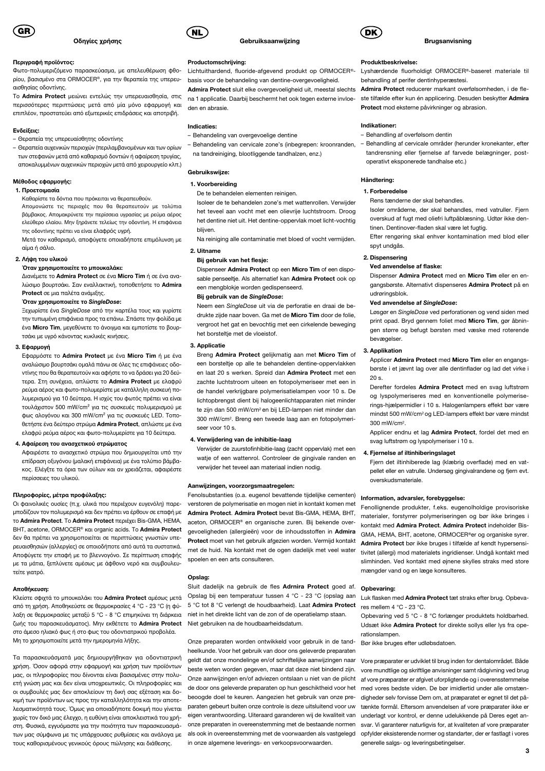# GR

## Οδηγίες χρήσης

### Περιγραφή προϊόντος:

Φωτο-πολυμεριζόμενο παρασκευάσμα, με απελευθέρωση φθορίου, βασισμένο στα ORMOCER®, για την θεραπεία της υπερευαισθησίας οδοντίνης.

Το **Admira Protect** μειώνει εντελώς την υπερευαισθησία, στις περισσότερες περιπτώσεις μετά από μία μόνο εφαρμογή και επιπλέον, προστατεύει από εξωτερικές επιδράσεις και αποτριβή.

### Ενδείξεις:

– Θεραπεία της υπερευαίσθητης οδοντίνης
– Θεραπεία αυχενικών περιοχών (περιλαμβανομένων και των ορίων των στεφανών μετά από καθαρισμό δοντιών ή αφαίρεση τρυγίας, αποκαλυμμένων αυχενικών περιοχών μετά από χειρουργείο κλπ.)

### Μέθοδος εφαρμογής:

**1. Προετοιμασία**

Καθαρίστε τα δόντια που πρόκειται να θεραπευθούν.

Απομονώστε τις περιοχές που θα θεραπευτούν με τολύπια βάμβακος. Απομακρύνετε την περίσσεια υγρασίας με ρεύμα αέρος ελεύθερο ελαίου. Μην ξηράνετε τελείως την οδοντίνη. Η επιφάνεια της οδοντίνης πρέπει να είναι ελαφρός υγρή.

Μετά τον καθαρισμό, αποφύγετε οποιαδήποτε επιμόλυνση με αίμα ή σάλιο.

**2. Λήψη του υλικού**

**Όταν χρησιμοποιείτε το μπουκαλάκι:**

Διανέμετε το **Admira Protect** σε ένα **Micro Tim** ή σε ένα αναλώσιμο βουρτσάκι. Σαν εναλλακτική, τοποθετήστε το **Admira Protect** σε μια παλέτα ανάμιξης.

**Όταν χρησιμοποιείτε το *SingleDose*:**

Ξεχωρίστε ένα *SingleDose* από την καρτέλα τους και γυρίστε την τυπωμένη επιφάνεια προς τα επάνω. Σπάστε την φολίδα με ένα **Micro Tim**, μεγεθύνετε το άνοιγμα και εμποτίστε το βουρτσάκι με υγρό κάνοντας κυκλικές κινήσεις.

**3. Εφαρμογή**

Εφαρμόστε το **Admira Protect** με ένα **Micro Tim** ή με ένα αναλώσιμο βουρτσάκι ομαλά πάνω σε όλες τις επιφάνειες οδοντίνης που θα θεραπευτούν και αφήστε το να δράσει για 20 δεύτερα. Στη συνέχεια, απλώστε το **Admira Protect** με ελαφρύ ρεύμα αέρος και φωτο-πολυμερίστε με κατάλληλη συσκευή πολυμερισμού για 10 δεύτερα. Η ισχύς του φωτός πρέπει να είναι τουλάχιστον 500 mW/cm² για τις συσκευές πολυμερισμού με φως αλογόνου και 300 mW/cm² για τις συσκευές LED. Τοποθετήστε ένα δεύτερο στρώμα **Admira Protect**, απλώστε με ένα ελαφρύ ρεύμα αέρος και φωτο-πολυμερίστε για 10 δεύτερα.

**4. Αφαίρεση του ανασχετικού στρώματος**

Αφαιρέστε το ανασχετικό στρώμα που δημιουργείται υπό την επίδραση οξυγόνου (μαλακή επιφάνεια) με ένα τολύπιο βάμβακος. Ελέγξτε τα όρια των ούλων και αν χρειάζεται, αφαιρέστε περίσσειες του υλικού.

### Πληροφορίες, μέτρα προφύλαξης:

Οι φαινολικές ουσίες (π.χ. υλικά που περιέχουν ευγενόλη) παρεμποδίζουν τον πολυμερισμό και δεν πρέπει να έρθουν σε επαφή με το **Admira Protect**. Το **Admira Protect** περιέχει Bis-GMA, HEMA, BHT, acetone, ORMOCER® και organic acids. Το **Admira Protect** δεν θα πρέπει να χρησιμοποιείται σε περιπτώσεις γνωστών υπερευαισθησιών (αλλεργίες) σε οποιοδήποτε από αυτά τα συστατικά. Αποφύγετε την επαφή με το βλεννογόνο. Σε περίπτωση επαφής με τα μάτια, ξεπλύνετε αμέσως με άφθονο νερό και συμβουλευτείτε γιατρό.

### Αποθήκευση:

Κλείστε σφιχτά το μπουκαλάκι του **Admira Protect** αμέσως μετά από τη χρήση. Αποθηκεύστε σε θερμοκρασίες 4 °C - 23 °C (η φύλαξη σε θερμοκρασίες μεταξύ 5 °C - 8 °C επιμηκύνει τη διάρκεια ζωής του παρασκευάσματος). Μην εκθέτετε το **Admira Protect** στο άμεσο ηλιακό φως ή στο φως του οδοντιατρικού προβολέα. Μη το χρησιμοποιείτε μετά την ημερομηνία λήξης.

Τα παρασκευάσματά μας δημιουργήθηκαν για οδοντιατρική χρήση. Όσον αφορά στην εφαρμογή και χρήση των προϊόντων μας, οι πληροφορίες που δίνονται είναι βασισμένες στην πολυετή γνώση μας και δεν είναι υποχρεωτικές. Οι πληροφορίες και οι συμβουλές μας δεν αποκλείουν τη δική σας εξέταση και δοκιμή των προϊόντων ως προς την καταλληλότητα και την αποτελεσματικότητά τους. Όμως για οποιαδήποτε δοκιμή που γίνεται χωρίς τον δικό μας έλεγχο, η ευθύνη είναι αποκλειστικά του χρήστη. Φυσικά, εγγυόμαστε για την ποιότητα των παρασκευασμάτων μας σύμφωνα με τις υπάρχουσες ρυθμίσεις και ανάλογα με τους καθορισμένους γενικούς όρους πώλησης και διάθεσης.

# NL

## Gebruiksaanwijzing

### Productomschrijving:

Lichtuithardend, fluoride-afgevend product op ORMOCER®-basis voor de behandeling van dentine-overgevoeligheid.

**Admira Protect** sluit elke overgevoeligheid uit, meestal slechts na 1 applicatie. Daarbij beschermt het ook tegen externe invloeden en abrasie.

### Indicaties:

– Behandeling van overgevoelige dentine
– Behandeling van cervicale zone's (inbegrepen: kroonranden, na tandreiniging, blootliggende tandhalzen, enz.)

### Gebruikswijze:

**1. Voorbereiding**

De te behandelen elementen reinigen.

Isoleer de te behandelen zone's met wattenrollen. Verwijder het teveel aan vocht met een olievrije luchtstroom. Droog het dentine niet uit. Het dentine-oppervlak moet licht-vochtig blijven.

Na reiniging alle contaminatie met bloed of vocht vermijden.

**2. Uitname**

**Bij gebruik van het flesje:**

Dispenseer **Admira Protect** op een **Micro Tim** of een disposable penseeltje. Als alternatief kan **Admira Protect** ook op een mengblokje worden gedispenseerd.

**Bij gebruik van de *SingleDose*:**

Neem een *SingleDose* uit via de perforatie en draai de bedrukte zijde naar boven. Ga met de **Micro Tim** door de folie, vergroot het gat en bevochtig met een cirkelende beweging het borsteltje met de vloeistof.

**3. Applicatie**

Breng **Admira Protect** gelijkmatig aan met **Micro Tim** of een borsteltje op alle te behandelen dentine-oppervlakken en laat 20 s werken. Spreid dan **Admira Protect** met een zachte luchtstroom uiteen en fotopolymeriseer met een in de handel verkrijgbare polymerisatielampen voor 10 s. De lichtopbrengst dient bij halogeenlichtapparaten niet minder te zijn dan 500 mW/cm² en bij LED-lampen niet minder dan 300 mW/cm². Breng een tweede laag aan en fotopolymeriseer voor 10 s.

**4. Verwijdering van de inhibitie-laag**

Verwijder de zuurstofinhibitie-laag (zacht oppervlak) met een watje of een wattenrol. Controleer de gingivale randen en verwijder het teveel aan materiaal indien nodig.

### Aanwijzingen, voorzorgsmaatregelen:

Fenolsubstanties (o.a. eugenol bevattende tijdelijke cementen) verstoren de polymerisatie en mogen niet in kontakt komen met **Admira Protect**. **Admira Protect** bevat Bis-GMA, HEMA, BHT, aceton, ORMOCER® en organische zuren. Bij bekende overgevoeligheden (allergieën) voor de inhoudsstoffen in **Admira Protect** moet van het gebruik afgezien worden. Vermijd kontakt met de huid. Na kontakt met de ogen dadelijk met veel water spoelen en een arts consulteren.

### Opslag:

Sluit dadelijk na gebruik de fles **Adrnira Protect** goed af. Opslag bij een temperatuur tussen 4 °C - 23 °C (opslag aan 5 °C tot 8 °C verlengt de houdbaarheid). Laat **Admira Protect** niet in het direkte licht van de zon of de operatielamp staan. Niet gebruiken na de houdbaarheidsdatum.

Onze preparaten worden ontwikkeld voor gebruik in de tandheelkunde. Voor het gebruik van door ons geleverde preparaten geldt dat onze mondelinge en/of schriftelijke aanwijzingen naar beste weten worden gegeven, maar dat deze niet bindend zijn. Onze aanwijzingen en/of adviezen ontslaan u niet van de plicht de door ons geleverde preparaten op hun geschiktheid voor het beoogde doel te keuren. Aangezien het gebruik van onze preparaten gebeurt buiten onze controle is deze uitsluitend voor uw eigen verantwoording. Uiteraard garanderen wij de kwaliteit van onze preparaten in overeenstemming met de bestaande normen als ook in overeenstemming met de voorwaarden als vastgelegd in onze algemene leverings- en verkoopsvoorwaarden.

# DK

## Brugsanvisning

### Produktbeskrivelse:

Lyshærdende fluorholdigt ORMOCER®-baseret materiale til behandling af perifer dentinhyperæstesi.

**Admira Protect** reducerer markant overfølsomheden, i de fleste tilfælde efter kun én applicering. Desuden beskytter **Admira Protect** mod eksterne påvirkninger og abrasion.

### Indikationer:

– Behandling af overfølsom dentin
– Behandling af cervicale områder (herunder kronekanter, efter tandrensning eller fjernelse af farvede belægninger, post-operativt eksponerede tandhalse etc.)

### Håndtering:

**1. Forberedelse**

Rens tænderne der skal behandles.

Isoler områderne, der skal behandles, med vatruller. Fjern overskud af fugt med oliefri luftpåblæsning. Udtør ikke dentinen. Dentinover-fladen skal være let fugtig.

Efter rengøring skal enhver kontamination med blod eller spyt undgås.

**2. Dispensering**

**Ved anvendelse af flaske:**

Dispenser **Admira Protect** med en **Micro Tim** eller en engangsbørste. Alternativt dispenseres **Admira Protect** på en udrøringsblok.

**Ved anvendelse af *SingleDose*:**

Løsgør en *SingleDose* ved perforationen og vend siden med print opad. Bryd gennem foliet med **Micro Tim**, gør åbningen større og befugt børsten med væske med roterende bevægelser.

**3. Applikation**

Applicer **Admira Protect** med **Micro Tim** eller en engangsbørste i et jævnt lag over alle dentinflader og lad det virke i 20 s.

Derefter fordeles **Admira Protect** med en svag luftstrøm og lyspolymeriseres med en konventionelle polymeriserings-hjælpemidler i 10 s. Halogenlampers effekt bør være mindst 500 mW/cm² og LED-lampers effekt bør være mindst 300 mW/cm².

Applicer endnu et lag **Admira Protect**, fordel det med en svag luftstrøm og lyspolymeriser i 10 s.

**4. Fjernelse af iltinhiberingslaget**

Fjern det iltinhiberede lag (klæbrig overflade) med en vatpellet eller en vatrulle. Undersøg gingivalrandene og fjern evt. overskudsmateriale.

### Information, advarsler, forebyggelse:

Fenollignende produkter, f.eks. eugenolholdige provisoriske materialer, forstyrrer polymeriseringen og bør ikke bringes i kontakt med **Admira Protect**. **Admira Protect** indeholder Bis-GMA, HEMA, BHT, acetone, ORMOCER®er og organiske syrer. **Admira Protect** bør ikke bruges i tilfælde af kendt hypersensitivitet (allergi) mod materialets ingridienser. Undgå kontakt med slimhinden. Ved kontakt med øjnene skylles straks med store mængder vand og en læge konsulteres.

### Opbevaring:

Luk flasken med **Admira Protect** tæt straks efter brug. Opbevares mellem 4 °C - 23 °C.

Opbevaring ved 5 °C - 8 °C forlænger produktets holdbarhed. Udsæt ikke **Admira Protect** for direkte sollys eller lys fra operationslampen.

Bør ikke bruges efter udløbsdatoen.

Vore præparater er udviklet til brug inden for dentalområdet. Både vore mundtlige og skriftlige anvisninger samt rådgivning ved brug af vore præparater er afgivet uforpligtende og i overensstemmelse med vores bedste viden. De bør imidlertid under alle omstændigheder selv forvisse Dem om, at præparatet er egnet til det påtænkte formål. Eftersom anvendelsen af vore præparater ikke er underlagt vor kontrol, er denne udelukkende på Deres eget ansvar. Vi garanterer naturligvis for, at kvaliteten af vore præparater opfylder eksisterende normer og standarter, der er fastlagt i vores generelle salgs- og leveringsbetingelser.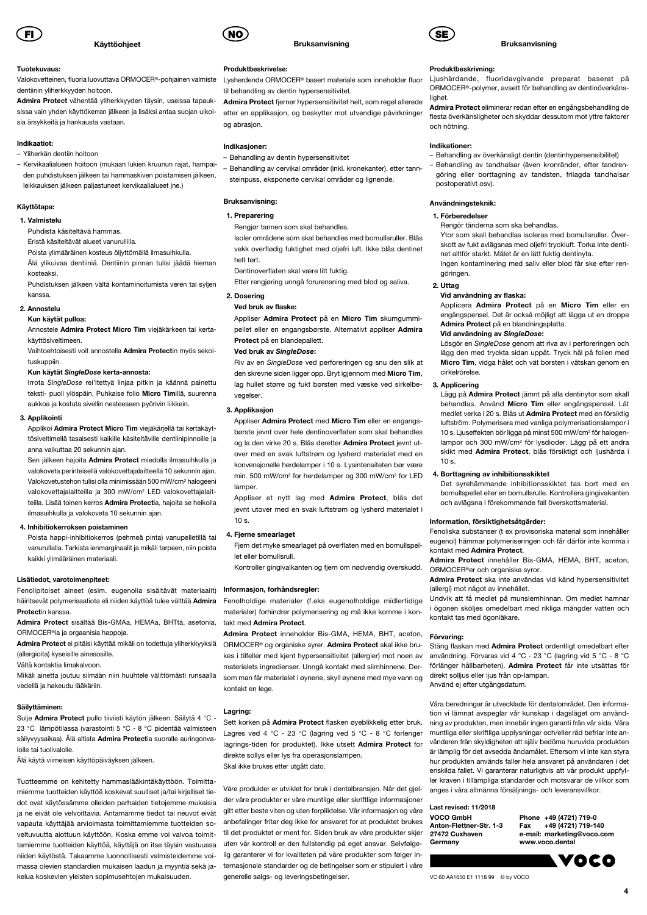# FI

## Käyttöohjeet

### Tuotekuvaus:

Valokovetteinen, fluoria luovuttava ORMOCER®-pohjainen valmiste dentiinin yliherkkyyden hoitoon.

**Admira Protect** vähentää yliherkkyyden täysin, useissa tapauksissa vain yhden käyttökerran jälkeen ja lisäksi antaa suojan ulkoisia ärsykkeitä ja hankausta vastaan.

### Indikaatiot:

- Yliherkän dentiin hoitoon
- Kervikaalialueen hoitoon (mukaan lukien kruunun rajat, hampaiden puhdistuksen jälkeen tai hammaskiven poistamisen jälkeen, leikkauksen jälkeen paljastuneet kervikaalialueet jne.)

### Käyttötapa:

**1. Valmistelu**

Puhdista käsiteltävä hammas.

Eristä käsiteltävät alueet vanurullilla.

Poista ylimääräinen kosteus öljyttömällä ilmasuihkulla.

Älä ylikuivaa dentiiniä. Dentiinin pinnan tulisi jäädä hieman kosteaksi.

Puhdistuksen jälkeen vältä kontaminoitumista veren tai syljen kanssa.

**2. Annostelu**

**Kun käytät pulloa:**

Annostele **Admira Protect Micro Tim** viejäkärkeen tai kertakäyttösiveltimeen.

Vaihtoehtoisesti voit annostella **Admira Protect**in myös sekoituskuppiin.

**Kun käytät *SingleDose* kerta-annosta:**

Irrota *SingleDose* rei'itettyä linjaa pitkin ja käännä painettu teksti- puoli ylöspäin. Puhkaise folio **Micro Tim**illä, suurenna aukkoa ja kostuta sivellin nesteeseen pyörivin liikkein.

**3. Applikointi**

Applikoi **Admira Protect Micro Tim** viejäkärjellä tai kertakäyttösiveltimellä tasaisesti kaikille käsiteltäville dentiinipinnoille ja anna vaikuttaa 20 sekunnin ajan.

Sen jälkeen hajoita **Admira Protect** miedolla ilmasuihkulla ja valokoveta perinteisellä valokovettajalaitteella 10 sekunnin ajan. Valokovetustehon tulisi olla minimissään 500 mW/cm² halogeeni valokovettajalaitteilla ja 300 mW/cm² LED valokovettajalaitteilla. Lisää toinen kerros **Admira Protect**ia, hajoita se heikolla ilmasuihkulla ja valokoveta 10 sekunnin ajan.

**4. Inhibitiokerroksen poistaminen**

Poista happi-inhibitiokerros (pehmeä pinta) vanupelletillä tai vanurullalla. Tarkista ienmarginaalit ja mikäli tarpeen, niin poista kaikki ylimääräinen materiaali.

### Lisätiedot, varotoimenpiteet:

Fenolipitoiset aineet (esim. eugenolia sisältävät materiaalit) häiritsevät polymerisaatiota eli niiden käyttöä tulee välttää **Admira Protect**in kanssa.

**Admira Protect** sisältää Bis-GMAa, HEMAa, BHTtä, asetonia, ORMOCER®ia ja orgaanisia happoja.

**Admira Protect** ei pitäisi käyttää mikäli on todettuja yliherkkyyksiä (allergioita) kyseisille ainesosille.

Vältä kontaktia limakalvoon.

Mikäli ainetta joutuu silmään niin huuhtele välittömästi runsaalla vedellä ja hakeudu lääkäriin.

### Säilyttäminen:

Sulje **Admira Protect** pullo tiiviisti käytön jälkeen. Säilytä 4 °C - 23 °C lämpötilassa (varastointi 5 °C - 8 °C pidentää valmisteen säilyvyysaikaa). Älä altista **Admira Protect**ia suoralle auringonvalolle tai tuolivalolle.

Älä käytä viimeisen käyttöpäiväyksen jälkeen.

Tuotteemme on kehitetty hammaslääkintäkäyttöön. Toimittamiemme tuotteiden käyttöä koskevat suulliset ja/tai kirjalliset tiedot ovat käytössämme olleiden parhaiden tietojemme mukaisia ja ne eivät ole velvoittavia. Antamamme tiedot tai neuvot eivät vapauta käyttäjää arvioimasta toimittamiemme tuotteiden soveltuvuutta aiottuun käyttöön. Koska emme voi valvoa toimittamiemme tuotteiden käyttöä, käyttäjä on itse täysin vastuussa niiden käytöstä. Takaamme luonnollisesti valmisteidemme voimassa olevien standardien mukaisen laadun ja myyntiä sekä jakelua koskevien yleisten sopimusehtojen mukaisuuden.

# NO

## Bruksanvisning

### Produktbeskrivelse:

Lysherdende ORMOCER® basert materiale som inneholder fluor til behandling av dentin hypersensitivitet.

**Admira Protect** fjerner hypersensitivitet helt, som regel allerede etter en applikasjon, og beskytter mot utvendige påvirkninger og abrasjon.

### Indikasjoner:

- Behandling av dentin hypersensitivitet
- Behandling av cervikal områder (inkl. kronekanter), etter tannsteinpuss, eksponerte cervikal områder og lignende.

### Bruksanvisning:

**1. Preparering**

Rengjør tannen som skal behandles.

Isoler områdene som skal behandles med bomullsruller. Blås vekk overflødig fuktighet med oljefri luft. Ikke blås dentinet helt tørt.

Dentinoverflaten skal være litt fuktig.

Etter rengjøring unngå forurensning med blod og saliva.

**2. Dosering**

**Ved bruk av flaske:**

Appliser **Admira Protect** på en **Micro Tim** skumgummipellet eller en engangsbørste. Alternativt appliser **Admira Protect** på en blandepallett.

**Ved bruk av *SingleDose*:**

Riv av en *SingleDose* ved perforeringen og snu den slik at den skrevne siden ligger opp. Bryt igjennom med **Micro Tim**, lag hullet større og fukt børsten med væske ved sirkelbevegelser.

**3. Applikasjon**

Appliser **Admira Protect** med **Micro Tim** eller en engangsbørste jevnt over hele dentinoverflaten som skal behandles og la den virke 20 s. Blås deretter **Admira Protect** jevnt utover med en svak luftstrøm og lysherd materialet med en konvensjonelle herdelamper i 10 s. Lysintensiteten bør være min. 500 mW/cm² for herdelamper og 300 mW/cm² for LED lamper.

Appliser et nytt lag med **Admira Protect**, blås det jevnt utover med en svak luftstrøm og lysherd materialet i 10 s.

**4. Fjerne smearlaget**

Fjern det myke smearlaget på overflaten med en bomullspellet eller bomullsrull.

Kontroller gingivalkanten og fjern om nødvendig overskudd.

### Informasjon, forhåndsregler:

Fenolholdige materialer (f.eks eugenolholdige midlertidige materialer) forhindrer polymerisering og må ikke komme i kontakt med **Admira Protect**.

**Admira Protect** inneholder Bis-GMA, HEMA, BHT, aceton, ORMOCER® og organiske syrer. **Admira Protect** skal ikke brukes i tilfeller med kjent hypersensitivitet (allergier) mot noen av materialets ingredienser. Unngå kontakt med slimhinnene. Dersom man får materialet i øynene, skyll øynene med mye vann og kontakt en lege.

### Lagring:

Sett korken på **Admira Protect** flasken øyeblikkelig etter bruk. Lagres ved 4 °C - 23 °C (lagring ved 5 °C - 8 °C forlenger lagrings-tiden for produktet). Ikke utsett **Admira Protect** for direkte sollys eller lys fra operasjonslampen.

Skal ikke brukes etter utgått dato.

Våre produkter er utviklet for bruk i dentalbransjen. Når det gjelder våre produkter er våre muntlige eller skriftlige informasjoner gitt etter beste viten og uten forpliktelse. Vår informasjon og våre anbefalinger fritar deg ikke for ansvaret for at produktet brukes til det produktet er ment for. Siden bruk av våre produkter skjer uten vår kontroll er den fullstendig på eget ansvar. Selvfølgelig garanterer vi for kvaliteten på våre produkter som følger internasjonale standarder og de betingelser som er stipulert i våre generelle salgs- og leveringsbetingelser.

# SE

## Bruksanvisning

### Produktbeskrivning:

Ljushärdande, fluoridavgivande preparat baserat på ORMOCER®-polymer, avsett för behandling av dentinöverkänslighet.

**Admira Protect** eliminerar redan efter en engångsbehandling de flesta överkänsligheter och skyddar dessutom mot yttre faktorer och nötning.

### Indikationer:

- Behandling av överkänsligt dentin (dentinhypersensibilitet)
- Behandling av tandhalsar (även kronränder, efter tandrengöring eller borttagning av tandsten, frilagda tandhalsar postoperativt osv).

### Användningsteknik:

**1. Förberedelser**

Rengör tänderna som ska behandlas.

Ytor som skall behandlas isoleras med bomullsrullar. Överskott av fukt avlägsnas med oljefri tryckluft. Torka inte dentinet alltför starkt. Målet är en lätt fuktig dentinyta.

Ingen kontaminering med saliv eller blod får ske efter rengöringen.

**2. Uttag**

**Vid användning av flaska:**

Applicera **Admira Protect** på en **Micro Tim** eller en engångspensel. Det är också möjligt att lägga ut en droppe **Admira Protect** på en blandningsplatta.

**Vid användning av *SingleDose*:**

Lösgör en *SingleDose* genom att riva av i perforeringen och lägg den med tryckta sidan uppåt. Tryck hål på folien med **Micro Tim**, vidga hålet och vät borsten i vätskan genom en cirkelrörelse.

**3. Applicering**

Lägg på **Admira Protect** jämnt på alla dentinytor som skall behandlas. Använd **Micro Tim** eller engångspensel. Låt medlet verka i 20 s. Blås ut **Admira Protect** med en försiktig luftström. Polymerisera med vanliga polymerisationslampor i 10 s. Ljuseffekten bör ligga på minst 500 mW/cm² för halogenlampor och 300 mW/cm² för lysdioder. Lägg på ett andra skikt med **Admira Protect**, blås försiktigt och ljushärda i 10 s.

**4. Borttagning av inhibitionsskiktet**

Det syrehämmande inhibitionsskiktet tas bort med en bomullspellet eller en bomullsrulle. Kontrollera gingivakanten och avlägsna i förekommande fall överskottsmaterial.

### Information, försiktighetsåtgärder:

Fenoliska substanser (t ex provisoriska material som innehåller eugenol) hämmar polymeriseringen och får därför inte komma i kontakt med **Admira Protect**.

**Admira Protect** innehåller Bis-GMA, HEMA, BHT, aceton, ORMOCER®er och organiska syror.

**Admira Protect** ska inte användas vid känd hypersensitivitet (allergi) mot något av innehållet.

Undvik att få medlet på munslemhinnan. Om medlet hamnar i ögonen sköljes omedelbart med rikliga mängder vatten och kontakt tas med ögonläkare.

### Förvaring:

Stäng flaskan med **Admira Protect** ordentligt omedelbart efter användning. Förvaras vid 4 °C - 23 °C (lagring vid 5 °C - 8 °C förlänger hållbarheten). **Admira Protect** får inte utsättas för direkt solljus eller ljus från op-lampan.

Använd ej efter utgångsdatum.

Våra beredningar är utvecklade för dentalområdet. Den information vi lämnat avspeglar vår kunskap i dagsläget om användning av produkten, men innebär ingen garanti från vår sida. Våra muntliga eller skriftliga upplysningar och/eller råd befriar inte användaren från skyldigheten att själv bedöma huruvida produkten är lämplig för det avsedda ändamålet. Eftersom vi inte kan styra hur produkten används faller hela ansvaret på användaren i det enskilda fallet. Vi garanterar naturligtvis att vår produkt uppfyller kraven i tillämpliga standarder och motsvarar de villkor som anges i våra allmänna försäljnings- och leveransvillkor.

**Last revised: 11/2018**

**VOCO GmbH**
**Anton-Flettner-Str. 1-3**
**27472 Cuxhaven**
**Germany**

**Phone +49 (4721) 719-0**
**Fax +49 (4721) 719-140**
**e-mail: marketing@voco.com**
**www.voco.dental**

VOCO

VC 60 AA1650 E1 1118 99 © by VOCO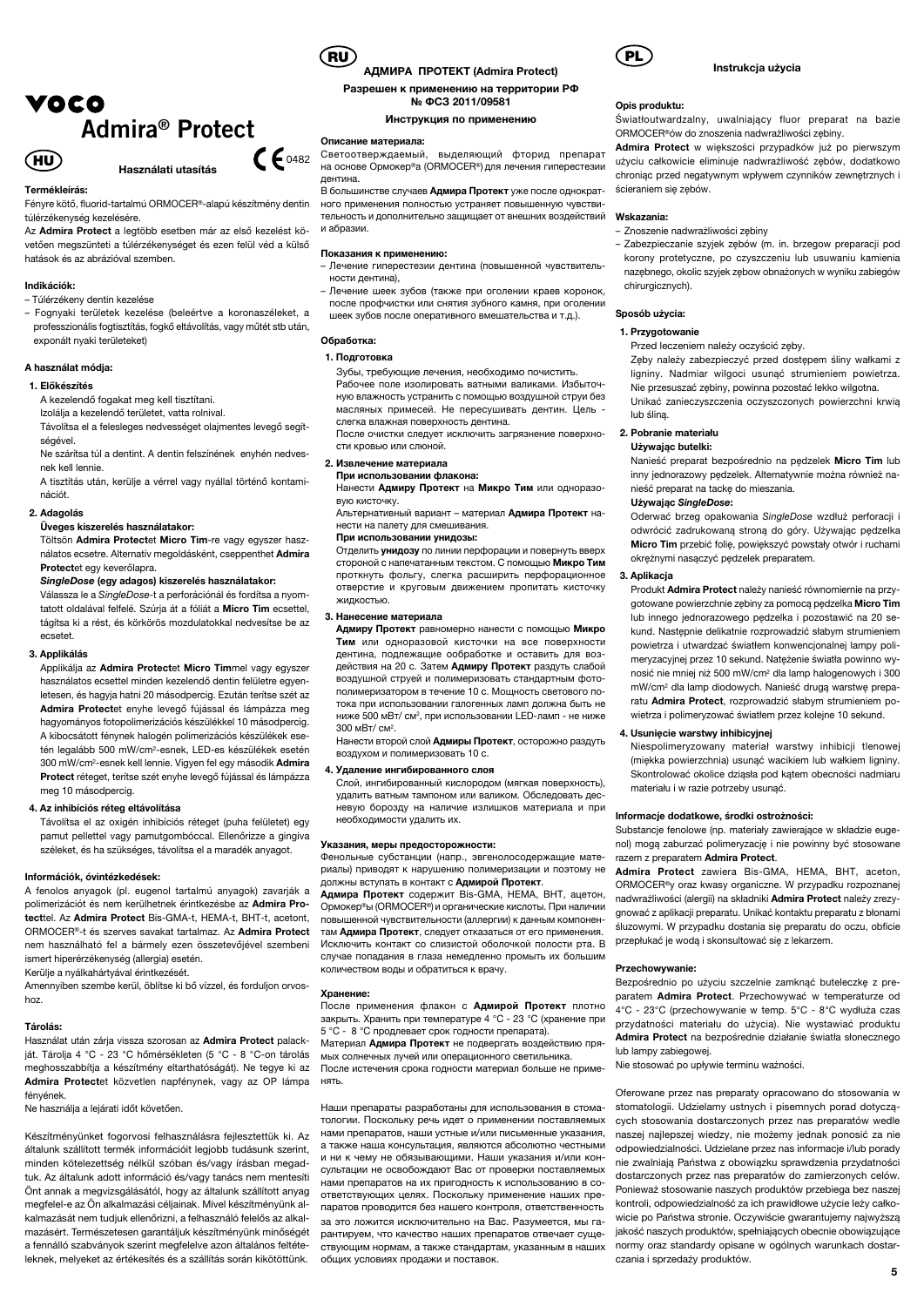# VOCO

# Admira® Protect

## HU

CE 0482

### Használati utasítás

**Termékleírás:**

Fényre kötő, fluorid-tartalmú ORMOCER®-alapú készítmény dentin túlérzékenység kezelésére.

Az **Admira Protect** a legtöbb esetben már az első kezelést követően megszünteti a túlérzékenységet és ezen felül véd a külső hatások és az abrázióval szemben.

**Indikációk:**

– Túlérzékeny dentin kezelése
– Fognyaki területek kezelése (beleértve a koronaszéleket, a professzionális fogtisztítás, fogkő eltávolítás, vagy műtét stb után, exponált nyaki területeket)

**A használat módja:**

**1. Előkészítés**

A kezelendő fogakat meg kell tisztítani.

Izolálja a kezelendő területet, vatta rolnival.

Távolítsa el a felesleges nedvességet olajmentes levegő segítségével.

Ne szárítsa túl a dentint. A dentin felszínének enyhén nedvesnek kell lennie.

A tisztítás után, kerülje a vérrel vagy nyállal történő kontaminációt.

**2. Adagolás**

**Üveges kiszerelés használatakor:**

Töltsön **Admira Protect**et **Micro Tim**-re vagy egyszer használatos ecsetre. Alternatív megoldásként, csepphentet **Admira Protect**et egy keverőlapra.

***SingleDose* (egy adagos) kiszerelés használatakor:**

Válassza le a *SingleDose*-t a perforációnál és fordítsa a nyomtatott oldalával felfelé. Szúrja át a fóliát a **Micro Tim** ecsettel, tágítsa ki a rést, és körkörös mozdulatokkal nedvesítse be az ecsetet.

**3. Applikálás**

Applikálja az **Admira Protect**et **Micro Tim**mel vagy egyszer használatos ecsettel minden kezelendő dentin felületre egyenletesen, és hagyja hatni 20 másodpercig. Ezután terítse szét az **Admira Protect**et enyhe levegő fújással és lámpázza meg hagyományos fotopolimerizációs készülékkel 10 másodpercig. A kibocsátott fénynek halogén polimerizációs készülékek esetén legalább 500 mW/cm²-esnek, LED-es készülékek esetén 300 mW/cm²-esnek kell lennie. Vigyen fel egy második **Admira Protect** réteget, terítse szét enyhe levegő fújással és lámpázza meg 10 másodpercig.

**4. Az inhibíciós réteg eltávolítása**

Távolítsa el az oxigén inhibíciós réteget (puha felületet) egy pamut pellettel vagy pamutgombóccal. Ellenőrizze a gingiva széleket, és ha szükséges, távolítsa el a maradék anyagot.

**Információk, óvintézkedések:**

A fenolos anyagok (pl. eugenol tartalmú anyagok) zavarják a polimerizációt és nem kerülhetnek érintkezésbe az **Admira Protect**tel. Az **Admira Protect** Bis-GMA-t, HEMA-t, BHT-t, acetont, ORMOCER®-t és szerves savakat tartalmaz. Az **Admira Protect** nem használható fel a bármely ezen összetevőjével szemben ismert hiperérzékenység (allergia) esetén.

Kerülje a nyálkahártyával érintkezését.

Amennyiben szembe kerül, öblítse ki bő vízzel, és forduljon orvoshoz.

**Tárolás:**

Használat után zárja vissza szorosan az **Admira Protect** palackját. Tárolja 4 °C - 23 °C hőmérsékleten (5 °C - 8 °C-on tárolás meghosszabbítja a készítmény eltarthatóságát). Ne tegye ki az **Admira Protect**et közvetlen napfénynek, vagy az OP lámpa fényének.

Ne használja a lejárati időt követően.

Készítményünket fogorvosi felhasználásra fejlesztettük ki. Az általunk szállított termék információit legjobb tudásunk szerint, minden kötelezettség nélkül szóban és/vagy írásban megadtuk. Az általunk adott információk és/vagy tanács nem mentesíti Önt annak a megvizsgálásától, hogy az általunk szállított anyag megfelel-e az Ön alkalmazási céljainak. Mivel készítményünk alkalmazását nem tudjuk ellenőrizni, a felhasználó felelős az alkalmazásért. Természetesen garantáljuk készítményünk minőségét a fennálló szabványok szerint megfelelve azon általános feltételeknek, melyeket az értékesítés és a szállítás során kikötöttünk.

## RU

### АДМИРА ПРОТЕКТ (Admira Protect)

**Разрешен к применению на территории РФ**
**№ ФСЗ 2011/09581**

**Инструкция по применению**

**Описание материала:**

Светоотверждаемый, выделяющий фторид препарат на основе Ормокер®а (ORMOCER®) для лечения гиперестезии дентина.

В большинстве случаев **Адмира Протект** уже после однократного применения полностью устраняет повышенную чувствительность и дополнительно защищает от внешних воздействий и абразии.

**Показания к применению:**

– Лечение гиперестезии дентина (повышенной чувствительности дентина),
– Лечение шеек зубов (также при оголении краев коронок, после профчистки или снятия зубного камня, при оголении шеек зубов после оперативного вмешательства и т.д.).

**Обработка:**

**1. Подготовка**

Зубы, требующие лечения, необходимо почистить. Рабочее поле изолировать ватными валиками. Избыточную влажность устранить с помощью воздушной струи без масляных примесей. Не пересушивать дентин. Цель - слегка влажная поверхность дентина.

После очистки следует исключить загрязнение поверхности кровью или слюной.

**2. Извлечение материала**

**При использовании флакона:**

Нанести **Адмира Протект** на **Микро Тим** или одноразовую кисточку.

Альтернативный вариант – материал **Адмира Протект** нанести на палету для смешивания.

**При использовании унидозы:**

Отделить **унидозу** по линии перфорации и повернуть вверх стороной с напечатанным текстом. С помощью **Микро Тим** проткнуть фольгу, слегка расширить перфорационное отверстие и круговым движением пропитать кисточку жидкостью.

**3. Нанесение материала**

**Адмиру Протект** равномерно нанести с помощью **Микро Тим** или одноразовой кисточки на все поверхности дентина, подлежащие обработке и оставить для воздействия на 20 с. Затем **Адмиру Протект** раздуть слабой воздушной струей и полимеризовать стандартным фотополимеризатором в течение 10 с. Мощность светового потока при использовании галогенных ламп должна быть не ниже 500 мВт/ см², при использовании LED-ламп - не ниже 300 мВт/ см².

Нанести второй слой **Адмиры Протект**, осторожно раздуть воздухом и полимеризовать 10 с.

**4. Удаление ингибированного слоя**

Слой, ингибированный кислородом (мягкая поверхность), удалить ватным тампоном или валиком. Обследовать десневую борозду на наличие излишков материала и при необходимости удалить их.

**Указания, меры предосторожности:**

Фенольные субстанции (напр., эвгенолосодержащие материалы) приводят к нарушению полимеризации и поэтому не должны вступать в контакт с **Адмирой Протект**.

**Адмира Протект** содержит Bis-GMA, HEMA, BHT, ацетон, Ормокер®ы (ORMOCER®) и органические кислоты. При наличии повышенной чувствительности (аллергии) к данным компонентам **Адмира Протект**, следует отказаться от его применения. Исключить контакт со слизистой оболочкой полости рта. В случае попадания в глаза немедленно промыть их большим количеством воды и обратиться к врачу.

**Хранение:**

После применения флакон с **Адмирой Протект** плотно закрыть. Хранить при температуре 4 °C - 23 °C (хранение при 5 °C - 8 °C продлевает срок годности препарата).

Материал **Адмира Протект** не подвергать воздействию прямых солнечных лучей или операционного светильника.

После истечения срока годности материал больше не применять.

Наши препараты разработаны для использования в стоматологии. Поскольку речь идет о применении поставляемых нами препаратов, наши устные и/или письменные указания, а также наша консультация, являются абсолютно честными и ни к чему не обязывающими. Наши указания и/или консультации не освобождают Вас от проверки поставляемых нами препаратов на их пригодность к использованию в соответствующих целях. Поскольку применение наших препаратов проводится без нашего контроля, ответственность за это ложится исключительно на Вас. Разумеется, мы гарантируем, что качество наших препаратов отвечает существующим нормам, а также стандартам, указанным в наших общих условиях продажи и поставок.

## PL

### Instrukcja użycia

**Opis produktu:**

Światłoutwardzalny, uwalniający fluor preparat na bazie ORMOCER®ów do znoszenia nadwrażliwości zębiny.

**Admira Protect** w większości przypadków już po pierwszym użyciu całkowicie eliminuje nadwrażliwość zębów, dodatkowo chroniąc przed negatywnym wpływem czynników zewnętrznych i ścieraniem się zębów.

**Wskazania:**

– Znoszenie nadwrażliwości zębiny
– Zabezpieczanie szyjek zębów (m. in. brzegów preparacji pod korony protetyczne, po czyszczeniu lub usuwaniu kamienia nazębnego, okolic szyjek zębów obnażonych w wyniku zabiegów chirurgicznych).

**Sposób użycia:**

**1. Przygotowanie**

Przed leczeniem należy oczyścić zęby.

Zęby należy zabezpieczyć przed dostępem śliny wałkami z ligniny. Nadmiar wilgoci usunąć strumieniem powietrza. Nie przesuszać zębiny, powinna pozostać lekko wilgotna.

Unikać zanieczyszczenia oczyszczonych powierzchni krwią lub śliną.

**2. Pobranie materiału**

**Używając butelki:**

Nanieść preparat bezpośrednio na pędzelek **Micro Tim** lub inny jednorazowy pędzelek. Alternatywnie można również nanieść preparat na tackę do mieszania.

**Używając *SingleDose*:**

Oderwać brzeg opakowania *SingleDose* wzdłuż perforacji i odwrócić zadrukowaną stroną do góry. Używając pędzelka **Micro Tim** przebić folię, powiększyć powstały otwór i ruchami okrężnymi nasączyć pędzelek preparatem.

**3. Aplikacja**

Produkt **Admira Protect** należy nanieść równomiernie na przygotowane powierzchnie zębiny za pomocą pędzelka **Micro Tim** lub innego jednorazowego pędzelka i pozostawić na 20 sekund. Następnie delikatnie rozprowadzić słabym strumieniem powietrza i utwardzać światłem konwencjonalnej lampy polimeryzacyjnej przez 10 sekund. Natężenie światła powinno wynosić nie mniej niż 500 mW/cm² dla lamp halogenowych i 300 mW/cm² dla lamp diodowych. Nanieść drugą warstwę preparatu **Admira Protect**, rozprowadzić słabym strumieniem powietrza i polimeryzować światłem przez kolejne 10 sekund.

**4. Usunięcie warstwy inhibicyjnej**

Niespolimeryzowany materiał warstwy inhibicji tlenowej (miękka powierzchnia) usunąć wacikiem lub wałkiem ligniny. Skontrolować okolice dziąsła pod kątem obecności nadmiaru materiału i w razie potrzeby usunąć.

**Informacje dodatkowe, środki ostrożności:**

Substancje fenolowe (np. materiały zawierające w składzie eugenol) mogą zaburzać polimeryzację i nie powinny być stosowane razem z preparatem **Admira Protect**.

**Admira Protect** zawiera Bis-GMA, HEMA, BHT, aceton, ORMOCER®y oraz kwasy organiczne. W przypadku rozpoznanej nadwrażliwości (alergii) na składniki **Admira Protect** należy zrezygnować z aplikacji preparatu. Unikać kontaktu preparatu z błonami śluzowymi. W przypadku dostania się preparatu do oczu, obficie przepłukać je wodą i skonsultować się z lekarzem.

**Przechowywanie:**

Bezpośrednio po użyciu szczelnie zamknąć buteleczkę z preparatem **Admira Protect**. Przechowywać w temperaturze od 4°C - 23°C (przechowywanie w temp. 5°C - 8°C wydłuża czas przydatności materiału do użycia). Nie wystawiać produktu **Admira Protect** na bezpośrednie działanie światła słonecznego lub lampy zabiegowej.

Nie stosować po upływie terminu ważności.

Oferowane przez nas preparaty opracowano do stosowania w stomatologii. Udzielamy ustnych i pisemnych porad dotyczących stosowania dostarczonych przez nas preparatów wedle naszej najlepszej wiedzy, nie możemy jednak ponosić za nie odpowiedzialności. Udzielane przez nas informacje i/lub porady nie zwalniają Państwa z obowiązku sprawdzenia przydatności dostarczonych przez nas preparatów do zamierzonych celów. Ponieważ stosowanie naszych produktów przebiega bez naszej kontroli, odpowiedzialność za ich prawidłowe użycie leży całkowicie po Państwa stronie. Oczywiście gwarantujemy najwyższą jakość naszych produktów, spełniających obecnie obowiązujące normy oraz standardy opisane w ogólnych warunkach dostarczania i sprzedaży produktów.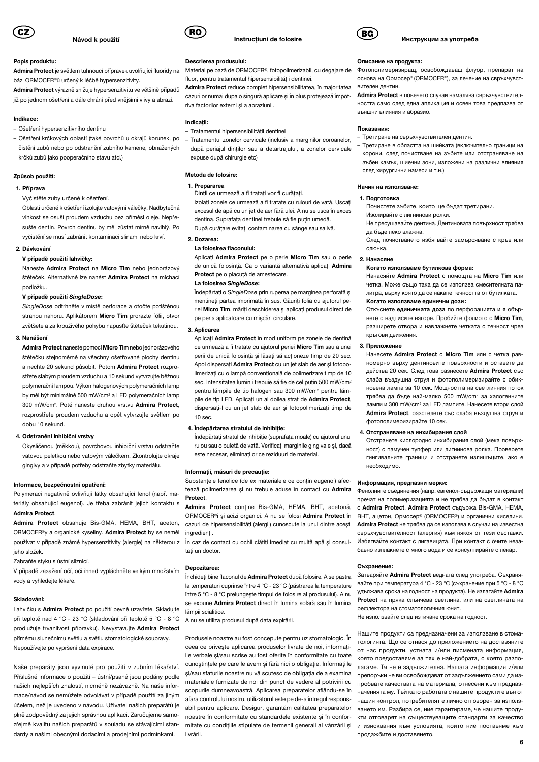## CZ — Návod k použití

### Popis produktu:

**Admira Protect** je světlem tuhnoucí přípravek uvolňující fluoridy na bázi ORMOCER®ů určený k léčbě hypersenzitivity.

**Admira Protect** výrazně snižuje hypersenzitivitu ve většině případů již po jednom ošetření a dále chrání před vnějšími vlivy a abrazí.

### Indikace:

- Ošetření hypersenzitivního dentinu
- Ošetření krčkových oblastí (také povrchů u okrajů korunek, po čistění zubů nebo po odstranění zubního kamene, obnažených krčků zubů jako pooperačního stavu atd.)

### Způsob použití:

**1. Příprava**

Vyčistěte zuby určené k ošetření.

Oblasti určené k ošetření izolujte vatovými válečky. Nadbytečná vlhkost se osuší proudem vzduchu bez příměsi oleje. Nepřesušte dentin. Povrch dentinu by měl zůstat mírně navlhlý. Po vyčistění se musí zabránit kontaminaci slinami nebo krví.

**2. Dávkování**

**V případě použití lahvičky:**

Naneste **Admira Protect** na **Micro Tim** nebo jednorázový štěteček. Alternativně lze nanést **Admira Protect** na míchací podložku.

**V případě použití *SingleDose*:**

*SingleDose* odtrhněte v místě perforace a otočte potištěnou stranou nahoru. Aplikátorem **Micro Tim** prorazte fólii, otvor zvětšete a za krouživého pohybu napusťte štěteček tekutinou.

**3. Nanášení**

**Admira Protect** naneste pomocí **Micro Tim** nebo jednorázového štětečku stejnoměrně na všechny ošetřované plochy dentinu a nechte 20 sekund působit. Potom **Admira Protect** rozprostřete slabým proudem vzduchu a 10 sekund vytvrzujte běžnou polymerační lampou. Výkon halogenových polymeračních lamp by měl být minimálně 500 mW/cm² a LED polymeračních lamp 300 mW/cm². Poté naneste druhou vrstvu **Admira Protect**, rozprostřete proudem vzduchu a opět vytvrzujte světlem po dobu 10 sekund.

**4. Odstranění inhibiční vrstvy**

Okysličenou (měkkou), povrchovou inhibiční vrstvu odstraňte vatovou peletkou nebo vatovým válečkem. Zkontrolujte okraje gingivy a v případě potřeby odstraňte zbytky materiálu.

### Informace, bezpečnostní opatření:

Polymeraci negativně ovlivňují látky obsahující fenol (např. materiály obsahující eugenol). Je třeba zabránit jejich kontaktu s **Admira Protect**.

**Admira Protect** obsahuje Bis-GMA, HEMA, BHT, aceton, ORMOCER®y a organické kyseliny. **Admira Protect** by se neměl používat v případě známé hypersenzitivity (alergie) na některou z jeho složek.

Zabraňte styku s ústní sliznicí.

V případě zasažení očí, oči ihned vypláchněte velkým množstvím vody a vyhledejte lékaře.

### Skladování:

Lahvičku s **Admira Protect** po použití pevně uzavřete. Skladujte při teplotě nad 4 °C - 23 °C (skladování při teplotě 5 °C - 8 °C prodlužuje trvanlivost přípravku). Nevystavujte **Admira Protect** přímému slunečnímu světlu a světlu stomatologické soupravy. Nepoužívejte po vypršení data expirace.

Naše preparáty jsou vyvinuté pro použití v zubním lékařství. Příslušné informace o použití – ústní/psané jsou podány podle našich nejlepších znalostí, nicméně nezávazně. Na naše informace/návod se nemůžete odvolávat v případě použití za jiným účelem, než je uvedeno v návodu. Uživatel našich preparátů je plně zodpovědný za jejich správnou aplikaci. Zaručujeme samozřejmě kvalitu našich preparátů v souladu se stávajícími standardy a našimi obecnými dodacími a prodejními podmínkami.

## RO — Instrucțiuni de folosire

### Descrierea produsului:

Material pe bază de ORMOCER®, fotopolimerizabil, cu degajare de fluor, pentru tratamentul hipersensibilității dentinei.

**Admira Protect** reduce complet hipersensibilitatea, în majoritatea cazurilor numai după o singură aplicare și în plus protejează împotriva factorilor externi și a abraziunii.

### Indicații:

- Tratamentul hipersensibilității dentinei
- Tratamentul zonelor cervicale (inclusiv a marginilor coroanelor, după periajul dinților sau a detartrajului, a zonelor cervicale expuse după chirurgie etc)

### Metoda de folosire:

**1. Prepararea**

Dinții ce urmează a fi tratați vor fi curățați.

Izolați zonele ce urmează a fi tratate cu rulouri de vată. Uscați excesul de apă cu un jet de aer fără ulei. A nu se usca în exces dentina. Suprafața dentinei trebuie să fie puțin umedă.

După curățare evitați contaminarea cu sânge sau salivă.

**2. Dozarea:**

**La folosirea flaconului:**

Aplicați **Admira Protect** pe o perie **Micro Tim** sau o perie de unică folosință. Ca o variantă alternativă aplicați **Admira Protect** pe o plăcuță de amestecare.

**La folosirea *SingleDose*:**

Îndepărtați o *SingleDose* prin ruperea pe marginea perforată și mențineți partea imprimată în sus. Găuriți folia cu ajutorul periei **Micro Tim**, măriți deschiderea și aplicați produsul direct de pe peria aplicatoare cu mișcări circulare.

**3. Aplicarea**

Aplicați **Admira Protect** în mod uniform pe zonele de dentină ce urmează a fi tratate cu ajutorul periei **Micro Tim** sau a unei perii de unică folosință și lăsați să acționeze timp de 20 sec. Apoi dispersați **Admira Protect** cu un jet slab de aer și fotopolimerizați cu o lampă convențională de polimerizare timp de 10 sec. Intensitatea luminii trebuie să fie cel puțin 500 mW/cm² pentru lămpile de tip halogen sau 300 mW/cm² pentru lămpile de tip LED. Aplicați un al doilea strat de **Admira Protect**, dispersați-l cu un jet slab de aer și fotopolimerizați timp de 10 sec.

**4. Îndepărtarea stratului de inhibiție:**

Îndepărtați stratul de inhibiție (suprafața moale) cu ajutorul unui rulou sau o buletă de vată. Verificați marginile gingivale și, dacă este necesar, eliminați orice reziduuri de material.

### Informații, măsuri de precauție:

Substanțele fenolice (de ex materialele ce conțin eugenol) afectează polimerizarea și nu trebuie aduse în contact cu **Admira Protect**.

**Admira Protect** conține Bis-GMA, HEMA, BHT, acetonă, ORMOCER®i și acizi organici. A nu se folosi **Admira Protect** în cazuri de hipersensibilități (alergii) cunoscute la unul dintre acești ingredienți.

În caz de contact cu ochii clătiți imediat cu multă apă și consultați un doctor.

### Depozitarea:

Închideți bine flaconul de **Admira Protect** după folosire. A se pastra la temperaturi cuprinse între 4 °C - 23 °C (păstrarea la temperature între 5 °C - 8 °C prelungește timpul de folosire al produsului). A nu se expune **Admira Protect** direct în lumina solară sau în lumina lămpii scialitice.

A nu se utiliza produsul după data expirării.

Produsele noastre au fost concepute pentru uz stomatologic. În ceea ce privește aplicarea produselor livrate de noi, informațiile verbale și/sau scrise au fost oferite în conformitate cu toate cunoștințele pe care le avem și fără nici o obligație. Informațiile și/sau sfaturile noastre nu vă scutesc de obligația de a examina materialele furnizate de noi din punct de vedere al potrivirii cu scopurile dumneavoastră. Aplicarea preparatelor aflându-se în afara controlului nostru, utilizatorul este pe de-a întregul responsabil pentru aplicare. Desigur, garantăm calitatea preparatelor noastre în conformitate cu standardele existente și în conformitate cu condițiile stipulate de termenii generali ai vânzării și livrării.

## BG — Инструкции за употреба

### Описание на продукта:

Фотополимеризиращ, освобождаващ флуор, препарат на основа на Ормосер® (ORMOCER®), за лечение на свръхчувствителен дентин.

**Admira Protect** в повечето случаи намалява свръхчувствителността само след една апликация и освен това предпазва от външни влияния и абразио.

### Показания:

- Третиране на свръхчувствителен дентин.
- Третиране в областта на шийката (включително граници на корони, след почистване на зъбите или отстраняване на зъбен камък, шиечни зони, изложени на различни влияния след хирургични намеси и т.н.)

### Начин на използване:

**1. Подготовка**

Почистете зъбите, които ще бъдат третирани.

Изолирайте с лигнинови ролки.

Не пресушавайте дентина. Дентиновата повърхност трябва да бъде леко влажна.

След почистването избягвайте замърсяване с кръв или слюнка.

**2. Нанасяне**

**Когато използваме бутилкова форма:**

Нанасяйте **Admira Protect** с помощта на **Micro Tim** или четка. Може също така да се използва смесителната палитра, върху която да се накапе течността от бутилката.

**Когато използваме единични дози:**

Откъснете **единичната доза** по перфорацията и я обърнете с надписите нагоре. Пробийте фолиото с **Micro Tim**, разширете отвора и навлажнете четката с течност чрез кръгови движения.

**3. Приложение**

Нанесете **Admira Protect** с **Micro Tim** или с четка равномерно върху дентиновите повърхности и оставете да действа 20 сек. След това разнесете **Admira Protect** със слаба въздушна струя и фотополимеризирайте с обикновена лампа за 10 сек. Мощността на светлинния поток трябва да бъде най-малко 500 mW/cm² за халогенните лампи и 300 mW/cm² за LED лампите. Нанесете втори слой **Admira Protect**, разстелете със слаба въздушна струя и фотополимеризирайте 10 сек.

**4. Отстраняване на инхибиращия слой**

Отстранете кислородно инхибирания слой (мека повърхност) с памучен тупфер или лигнинова ролка. Проверете гингивалните граници и отстранете излишъците, ако е необходимо.

### Информация, предпазни мерки:

Фенолните съединения (напр. евгенол-съдържащи материали) пречат на полимеризацията и не трябва да бъдат в контакт с **Admira Protect**. **Admira Protect** съдържа Bis-GMA, HEMA, BHT, ацетон, Ормосер® (ORMOCER®) и органични киселини. **Admira Protect** не трябва да се използва в случаи на известна свръхчувствителност (алергия) към някоя от тези съставки. Избягвайте контакт с лигавицата. При контакт с очите незабавно изплакнете с много вода и се консултирайте с лекар.

### Съхранение:

Затваряйте **Admira Protect** веднага след употреба. Съхранявайте при температура 4 °C - 23 °C (съхранение при 5 °C - 8 °C удължава срока на годност на продукта). Не излагайте **Admira Protect** на пряка слънчева светлина, или на светлината на рефлектора на стоматологичния юнит.

Не използвайте след изтичане срока на годност.

Нашите продукти са предназначени за използване в стоматологията. Що се отнася до приложението на доставяните от нас продукти, устната и/или писмената информация, която предоставяме за тях е най-добрата, с която разполагаме. Тя не е задължителна. Нашата информация и/или препоръки не ви освобождават от задължението сами да изпробвате качествата на материала, отнесени към предназначенията му. Тъй като работата с нашите продукти е вън от нашия контрол, потребителят е лично отговорен за използването им. Разбира се, ние гарантираме, че нашите продукти отговарят на съществуващите стандарти за качество и изисквания към условията, които ние поставяме към продажбите и доставянето.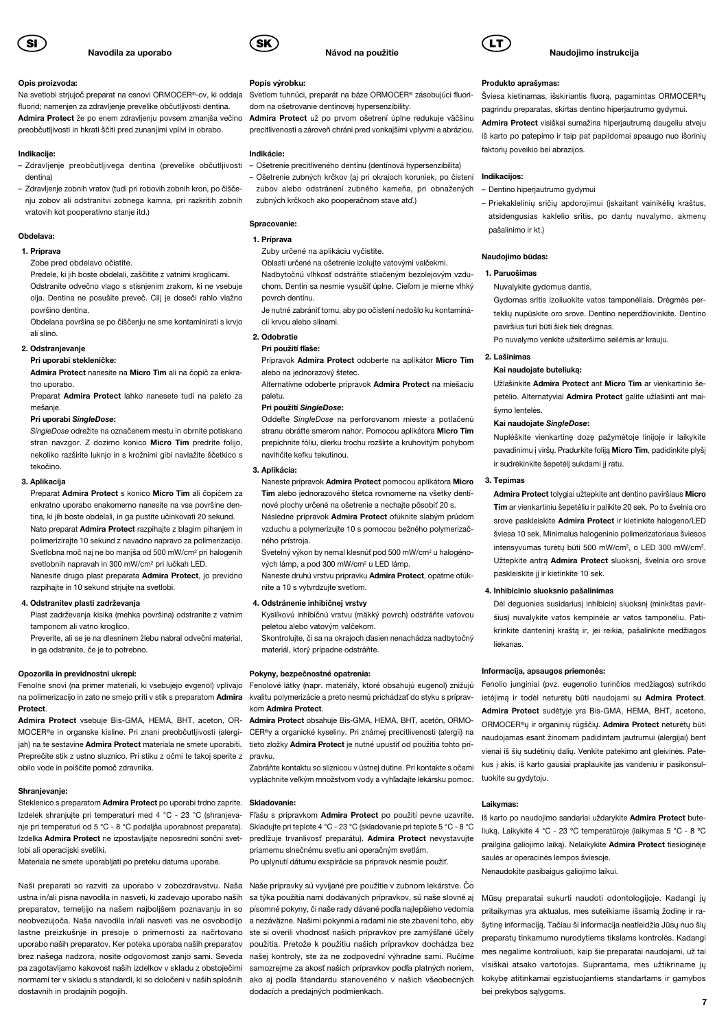# SI — Navodila za uporabo

**Opis proizvoda:**

Na svetlobi strjujoč preparat na osnovi ORMOCER®-ov, ki oddaja fluorid; namenjen za zdravljenje prevelike občutljivosti dentina.

**Admira Protect** že po enem zdravljenju povsem zmanjša večino preobčutljivosti in hkrati ščiti pred zunanjimi vplivi in obrabo.

**Indikacije:**

- Zdravljenje preobčutljivega dentina (prevelike občutljivosti dentina)
- Zdravljenje zobnih vratov (tudi pri robovih zobnih kron, po čiščenju zobov ali odstranitvi zobnega kamna, pri razkritih zobnih vratovih kot pooperativno stanje itd.)

**Obdelava:**

**1. Priprava**

Zobe pred obdelavo očistite.

Predele, ki jih boste obdelali, zaščitite z vatnimi kroglicami. Odstranite odvečno vlago s stisnjenim zrakom, ki ne vsebuje olja. Dentina ne posušite preveč. Cilj je doseči rahlo vlažno površino dentina.

Obdelana površina se po čiščenju ne sme kontaminirati s krvjo ali slino.

**2. Odstranjevanje**

**Pri uporabi stekleničke:**

**Admira Protect** nanesite na **Micro Tim** ali na čopič za enkratno uporabo.

Preparat **Admira Protect** lahko nanesete tudi na paleto za mešanje.

**Pri uporabi *SingleDose*:**

*SingleDose* odrežite na označenem mestu in obrnite potiskano stran navzgor. Z dozirno konico **Micro Tim** predrite folijo, nekoliko razširite luknjo in s krožnimi gibi navlažite ščetkico s tekočino.

**3. Aplikacija**

Preparat **Admira Protect** s konico **Micro Tim** ali čopičem za enkratno uporabo enakomerno nanesite na vse površine dentina, ki jih boste obdelali, in ga pustite učinkovati 20 sekund.

Nato preparat **Admira Protect** razpihajte z blagim pihanjem in polimerizirajte 10 sekund z navadno napravo za polimerizacijo. Svetlobna moč naj ne bo manjša od 500 mW/cm² pri halogenih svetlobnih napravah in 300 mW/cm² pri lučkah LED.

Nanesite drugo plast preparata **Admira Protect**, jo previdno razpihajte in 10 sekund strjujte na svetlobi.

**4. Odstranitev plasti zadrževanja**

Plast zadrževanja kisika (mehka površina) odstranite z vatnim tamponom ali vatno kroglico.

Preverite, ali se je na dlesninem žlebu nabral odvečni material, in ga odstranite, če je to potrebno.

**Opozorila in previdnostni ukrepi:**

Fenolne snovi (na primer materiali, ki vsebujejo evgenol) vplivajo na polimerizacijo in zato ne smejo priti v stik s preparatom **Admira Protect**.

**Admira Protect** vsebuje Bis-GMA, HEMA, BHT, aceton, ORMOCER®e in organske kisline. Pri znani preobčutljivosti (alergijah) na te sestavine **Admira Protect** materiala ne smete uporabiti. Preprečite stik z ustno sluznico. Pri stiku z očmi te takoj sperite z obilo vode in poiščite pomoč zdravnika.

**Shranjevanje:**

Steklenico s preparatom **Admira Protect** po uporabi trdno zaprite. Izdelek shranjujte pri temperaturi med 4 °C - 23 °C (shranjevanje pri temperaturi od 5 °C - 8 °C podaljša uporabnost preparata). Izdelka **Admira Protect** ne izpostavljajte neposredni sončni svetlobi ali operacijski svetilki.

Materiala ne smete uporabljati po preteku datuma uporabe.

Naši preparati so razviti za uporabo v zobozdravstvu. Naša ustna in/ali pisna navodila in nasveti, ki zadevajo uporabo naših preparatov, temeljijo na našem najboljšem poznavanju in so neobvezujoča. Naša navodila in/ali nasveti vas ne osvobodijo lastne preizkušnje in presoje o primernosti za načrtovano uporabo naših preparatov. Ker poteka uporaba naših preparatov brez našega nadzora, nosite odgovornost zanjo sami. Seveda pa zagotavljamo kakovost naših izdelkov v skladu z obstoječimi normami ter v skladu s standardi, ki so določeni v naših splošnih dostavnih in prodajnih pogojih.

# SK — Návod na použitie

**Popis výrobku:**

Svetlom tuhnúci, preparát na báze ORMOCER® zásobujúci fluoridom na ošetrovanie dentínovej hypersenzibility.

**Admira Protect** už po prvom ošetrení úplne redukuje väčšinu precitlivenosti a zároveň chráni pred vonkajšími vplyvmi a abráziou.

**Indikácie:**

- Ošetrenie precitliveného dentínu (dentínová hypersenzibilita)
- Ošetrenie zubných krčkov (aj pri okrajoch koruniek, po čistení zubov alebo odstránení zubného kameňa, pri obnažených zubných krčkoch ako pooperačnom stave atď.)

**Spracovanie:**

**1. Príprava**

Zuby určené na aplikáciu vyčistite.

Oblasti určené na ošetrenie izolujte vatovými valčekmi.

Nadbytočnú vlhkosť odstráňte stlačeným bezolejovým vzduchom. Dentín sa nesmie vysušiť úplne. Cieľom je mierne vlhký povrch dentínu.

Je nutné zabrániť tomu, aby po očistení nedošlo ku kontaminácii krvou alebo slinami.

**2. Odobratie**

**Pri použití fľaše:**

Prípravok **Admira Protect** odoberte na aplikátor **Micro Tim** alebo na jednorazový štetec.

Alternatívne odoberte prípravok **Admira Protect** na miešaciu paletu.

**Pri použití *SingleDose*:**

Oddeľte *SingleDose* na perforovanom mieste a potlačenú stranu obráťte smerom nahor. Pomocou aplikátora **Micro Tim** prepichnite fóliu, dierku trochu rozšírte a kruhovitým pohybom navlhčite kefku tekutinou.

**3. Aplikácia:**

Naneste prípravok **Admira Protect** pomocou aplikátora **Micro Tim** alebo jednorazového štetca rovnomerne na všetky dentínové plochy určené na ošetrenie a nechajte pôsobiť 20 s.

Následne prípravok **Admira Protect** ofúknite slabým prúdom vzduchu a polymerizujte 10 s pomocou bežného polymerizačného prístroja.

Svetelný výkon by nemal klesnúť pod 500 mW/cm² u halogénových lámp, a pod 300 mW/cm² u LED lámp.

Naneste druhú vrstvu prípravku **Admira Protect**, opatrne ofúknite a 10 s vytvrdzujte svetlom.

**4. Odstránenie inhibičnej vrstvy**

Kyslíkovú inhibičnú vrstvu (mäkký povrch) odstráňte vatovou peletou alebo vatovým valčekom.

Skontrolujte, či sa na okrajoch ďasien nenachádza nadbytočný materiál, ktorý prípadne odstráňte.

**Pokyny, bezpečnostné opatrenia:**

Fenolové látky (napr. materiály, ktoré obsahujú eugenol) znižujú kvalitu polymerizácie a preto nesmú prichádzať do styku s prípravkom **Admira Protect**.

**Admira Protect** obsahuje Bis-GMA, HEMA, BHT, acetón, ORMOCER®y a organické kyseliny. Pri známej precitlivenosti (alergii) na tieto zložky **Admira Protect** je nutné upustiť od použitia tohto prípravku.

Zabráňte kontaktu so sliznicou v ústnej dutine. Pri kontakte s očami vypláchnite veľkým množstvom vody a vyhľadajte lekársku pomoc.

**Skladovanie:**

Fľašu s prípravkom **Admira Protect** po použití pevne uzavrite. Skladujte pri teplote 4 °C - 23 °C (skladovanie pri teplote 5 °C - 8 °C predlžuje trvanlivosť preparátu). **Admira Protect** nevystavujte priamemu slnečnému svetlu ani operačným svetlám.

Po uplynutí dátumu exspirácie sa prípravok nesmie použiť.

Naše prípravky sú vyvíjané pre použitie v zubnom lekárstve. Čo sa týka použitia nami dodávaných prípravkov, sú naše slovné aj písomné pokyny, či naše rady dávané podľa najlepšieho vedomia a nezáväzne. Našimi pokynmi a radami nie ste zbavení toho, aby ste si overili vhodnosť našich prípravkov pre zamýšľané účely použitia. Pretože k použitiu našich prípravkov dochádza bez našej kontroly, ste za ne zodpovední výhradne sami. Ručíme samozrejme za akosť našich prípravkov podľa platných noriem, ako aj podľa štandardu stanoveného v našich všeobecných dodacích a predajných podmienkach.

# LT — Naudojimo instrukcija

**Produkto aprašymas:**

Šviesa kietinamas, išskiriantis fluorą, pagamintas ORMOCER®ų pagrindu preparatas, skirtas dentino hiperjautrumo gydymui.

**Admira Protect** visiškai sumažina hiperjautrumą daugeliu atveju iš karto po patepimo ir taip pat papildomai apsaugo nuo išorinių faktorių poveikio bei abrazijos.

**Indikacijos:**

- Dentino hiperjautrumo gydymui
- Priekaklelinių sričių apdorojimui (įskaitant vainikėlių kraštus, atsidengusias kaklelio sritis, po dantų nuvalymo, akmenų pašalinimo ir kt.)

**Naudojimo būdas:**

**1. Paruošimas**

Nuvalykite gydomus dantis.

Gydomas sritis izoliuokite vatos tamponėliais. Drėgmės perteklių nupūskite oro srove. Dentino neperdžiovinkite. Dentino paviršius turi būti šiek tiek drėgnas.

Po nuvalymo venkite užsiteršimo seilėmis ar krauju.

**2. Lašinimas**

**Kai naudojate buteliuką:**

Užlašinkite **Admira Protect** ant **Micro Tim** ar vienkartinio šepetėlio. Alternatyviai **Admira Protect** galite užlašinti ant maišymo lentelės.

**Kai naudojate *SingleDose*:**

Nuplėškite vienkartinę dozę pažymėtoje linijoje ir laikykite pavadinimu į viršų. Pradurkite foliją **Micro Tim**, padidinkite plyšį ir sudrėkinkite šepetėlį sukdami jį ratu.

**3. Tepimas**

**Admira Protect** tolygiai užtepkite ant dentino paviršiaus **Micro Tim** ar vienkartiniu šepetėliu ir palikite 20 sek. Po to švelnia oro srove paskleiskite **Admira Protect** ir kietinkite halogeno/LED šviesa 10 sek. Minimalus halogeninio polimerizatoriaus šviesos intensyvumas turėtų būti 500 mW/cm², o LED 300 mW/cm². Užtepkite antrą **Admira Protect** sluoksnį, švelnia oro srove paskleiskite jį ir kietinkite 10 sek.

**4. Inhibicinio sluoksnio pašalinimas**

Dėl deguonies susidariusį inhibicinį sluoksnį (minkštas paviršius) nuvalykite vatos kempinėle ar vatos tamponėliu. Patikrinkite danteninį kraštą ir, jei reikia, pašalinkite medžiagos liekanas.

**Informacija, apsaugos priemonės:**

Fenolio junginiai (pvz. eugenolio turinčios medžiagos) sutrikdo ietėjimą ir todėl neturėtų būti naudojami su **Admira Protect**. **Admira Protect** sudėtyje yra Bis-GMA, HEMA, BHT, acetono, ORMOCER®ų ir organinių rūgščių. **Admira Protect** neturėtų būti naudojamas esant žinomam padidintam jautrumui (alergijai) bent vienai iš šių sudėtinių dalių. Venkite patekimo ant gleivinės. Patekus į akis, iš karto gausiai praplaukite jas vandeniu ir pasikonsultuokite su gydytoju.

**Laikymas:**

Iš karto po naudojimo sandariai uždarykite **Admira Protect** buteliuką. Laikykite 4 °C - 23 °C temperatūroje (laikymas 5 °C - 8 °C prailgina galiojimo laiką). Nelaikykite **Admira Protect** tiesioginėje saulės ar operacinės lempos šviesoje.

Nenaudokite pasibaigus galiojimo laikui.

Mūsų preparatai sukurti naudoti odontologijoje. Kadangi jų pritaikymas yra aktualus, mes suteikiame išsamią žodinę ir rašytinę informaciją. Tačiau ši informacija neatleidžia Jūsų nuo šių preparatų tinkamumo nurodytiems tikslams kontrolės. Kadangi mes negalime kontroliuoti, kaip šie preparatai naudojami, už tai visiškai atsako vartotojas. Suprantama, mes užtikriname jų kokybę atitinkamai egzistuojantiems standartams ir gamybos bei prekybos sąlygoms.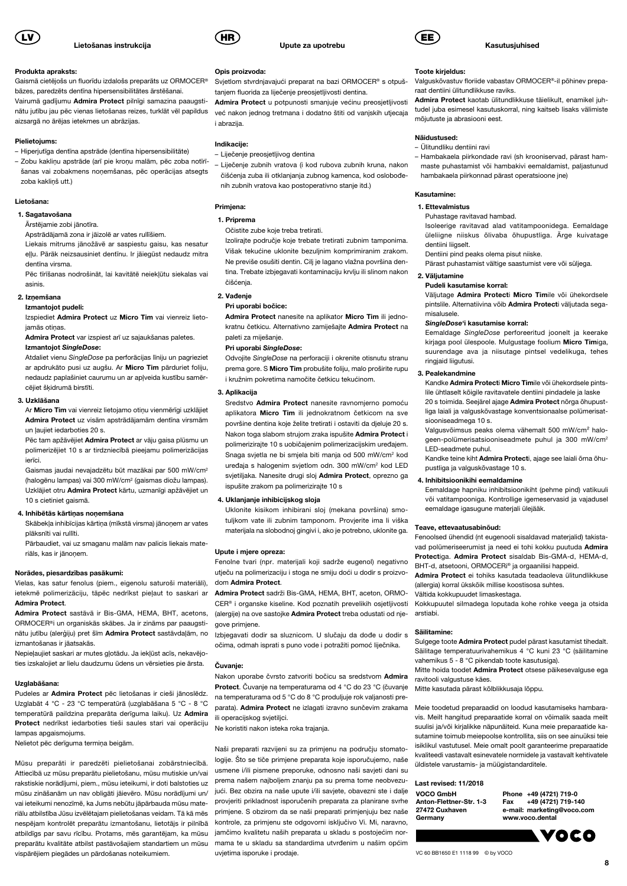## LV Lietošanas instrukcija

**Produkta apraksts:**

Gaismā cietējošs un fluorīdu izdalošs preparāts uz ORMOCER® bāzes, paredzēts dentīna hipersensibilitātes ārstēšanai.

Vairumā gadījumu **Admira Protect** pilnīgi samazina paaugstinātu jutību jau pēc vienas lietošanas reizes, turklāt vēl papildus aizsargā no ārējas ietekmes un abrāzijas.

**Pielietojums:**

- Hiperjutīga dentīna apstrāde (dentīna hipersensibilitāte)
- Zobu kakliņu apstrāde (arī pie kroņu malām, pēc zoba notīrīšanas vai zobakmens noņemšanas, pēc operācijas atsegts zoba kakliņš utt.)

**Lietošana:**

**1. Sagatavošana**

Ārstējamie zobi jānotīra.

Apstrādājamā zona ir jāizolē ar vates rullīšiem.

Liekais mitrums jānožāvē ar saspiestu gaisu, kas nesatur eļļu. Pārāk neizsausiniet dentīnu. Ir jāiegūst nedaudz mitra dentīna virsma.

Pēc tīrīšanas nodrošināt, lai kavitātē neiekļūtu siekalas vai asinis.

**2. Izņemšana**

**Izmantojot pudeli:**

Izspiediet **Admira Protect** uz **Micro Tim** vai vienreiz lietojamās otiņas.

**Admira Protect** var izspiest arī uz sajaukšanas paletes.

**Izmantojot *SingleDose*:**

Atdaliet vienu *SingleDose* pa perforācijas līniju un pagrieziet ar apdrukāto pusi uz augšu. Ar **Micro Tim** pārduriet foliju, nedaudz paplašiniet caurumu un ar apļveida kustību samērcējiet šķidrumā birstīti.

**3. Uzklāšana**

Ar **Micro Tim** vai vienreiz lietojamo otiņu vienmērīgi uzklājiet **Admira Protect** uz visām apstrādājamām dentīna virsmām un ļaujiet iedarboties 20 s.

Pēc tam apžāvējiet **Admira Protect** ar vāju gaisa plūsmu un polimerizējiet 10 s ar tirdzniecībā pieejamu polimerizācijas ierīci.

Gaismas jaudai nevajadzētu būt mazākai par 500 mW/cm² (halogēnu lampas) vai 300 mW/cm² (gaismas diožu lampas). Uzklājiet otru **Admira Protect** kārtu, uzmanīgi apžāvējiet un 10 s cietiniet gaismā.

**4. Inhibētās kārtiņas noņemšana**

Skābekļa inhibīcijas kārtiņa (mīkstā virsma) jānoņem ar vates plāksnīti vai rullīti.

Pārbaudiet, vai uz smaganu malām nav palicis liekais materiāls, kas ir jānoņem.

**Norādes, piesardzības pasākumi:**

Vielas, kas satur fenolus (piem., eigenolu saturoši materiāli), ietekmē polimerizāciju, tāpēc nedrīkst pieļaut to saskari ar **Admira Protect**.

**Admira Protect** sastāvā ir Bis-GMA, HEMA, BHT, acetons, ORMOCER®i un organiskās skābes. Ja ir zināms par paaugstinātu jutību (alerģiju) pret šīm **Admira Protect** sastāvdaļām, no izmantošanas ir jāatsakās.

Nepieļaujiet saskari ar mutes gļotādu. Ja iekļūst acīs, nekavējoties izskalojiet ar lielu daudzumu ūdens un vērsieties pie ārsta.

**Uzglabāšana:**

Pudeles ar **Admira Protect** pēc lietošanas ir cieši jānoslēdz. Uzglabāt 4 °C - 23 °C temperatūrā (uzglabāšana 5 °C - 8 °C temperatūrā paildzina preparāta derīguma laiku). Uz **Admira Protect** nedrīkst iedarboties tieši saules stari vai operāciju lampas apgaismojums.

Nelietot pēc derīguma termiņa beigām.

Mūsu preparāti ir paredzēti pielietošanai zobārstniecībā. Attiecībā uz mūsu preparātu pielietošanu, mūsu mutiskie un/vai rakstiskie norādījumi, piem., mūsu ieteikumi, ir doti balstoties uz mūsu zināšanām un nav obligāti jāievēro. Mūsu norādījumi un/vai ieteikumi nenozīmē, ka Jums nebūtu jāpārbauda mūsu materiālu atbilstība Jūsu izvēlētajam pielietošanas veidam. Tā kā mēs nespējam kontrolēt preparātu izmantošanu, lietotājs ir pilnībā atbildīgs par savu rīcību. Protams, mēs garantējam, ka mūsu preparātu kvalitāte atbilst pastāvošajiem standartiem un mūsu vispārējiem piegādes un pārdošanas noteikumiem.

## HR Upute za upotrebu

**Opis proizvoda:**

Svjetlom stvrdnjavajući preparat na bazi ORMOCER® s otpuštanjem fluorida za liječenje preosjetljivosti dentina.

**Admira Protect** u potpunosti smanjuje većinu preosjetljivosti već nakon jednog tretmana i dodatno štiti od vanjskih utjecaja i abrazija.

**Indikacije:**

- Liječenje preosjetljivog dentina
- Liječenje zubnih vratova (i kod rubova zubnih kruna, nakon čišćenja zuba ili otklanjanja zubnog kamenca, kod oslobođenih zubnih vratova kao postoperativno stanje itd.)

**Primjena:**

**1. Priprema**

Očistite zube koje treba tretirati.

Izolirajte područje koje trebate tretirati zubnim tamponima. Višak tekućine uklonite bezuljnim komprimiranim zrakom. Ne previše osušiti dentin. Cilj je lagano vlažna površina dentina. Trebate izbjegavati kontaminaciju krvlju ili slinom nakon čišćenja.

**2. Vađenje**

**Pri uporabi bočice:**

**Admira Protect** nanesite na aplikator **Micro Tim** ili jednokratnu četkicu. Alternativno zamiješajte **Admira Protect** na paleti za miješanje.

**Pri uporabi *SingleDose*:**

Odvojite *SingleDose* na perforaciji i okrenite otisnutu stranu prema gore. S **Micro Tim** probušite foliju, malo proširite rupu i kružnim pokretima namočite četkicu tekućinom.

**3. Aplikacija**

Sredstvo **Admira Protect** nanesite ravnomjerno pomoću aplikatora **Micro Tim** ili jednokratnom četkicom na sve površine dentina koje želite tretirati i ostaviti da djeluje 20 s. Nakon toga slabom strujom zraka ispušite **Admira Protect** i polimerizirajte 10 s uobičajenim polimerizacijskim uređajem. Snaga svjetla ne bi smjela biti manja od 500 mW/cm² kod uređaja s halogenim svjetlom odn. 300 mW/cm² kod LED svjetiljaka. Nanesite drugi sloj **Admira Protect**, oprezno ga ispušite zrakom pa polimerizirajte 10 s

**4. Uklanjanje inhibicijskog sloja**

Uklonite kisikom inhibirani sloj (mekana površina) smotuljkom vate ili zubnim tamponom. Provjerite ima li viška materijala na slobodnoj gingivi i, ako je potrebno, uklonite ga.

**Upute i mjere opreza:**

Fenolne tvari (npr. materijali koji sadrže eugenol) negativno utječu na polimerizaciju i stoga ne smiju doći u dodir s proizvodom **Admira Protect**.

**Admira Protect** sadrži Bis-GMA, HEMA, BHT, aceton, ORMOCER® i organske kiseline. Kod poznatih prevelikih osjetljivosti (alergije) na ove sastojke **Admira Protect** treba odustati od njegove primjene.

Izbjegavati dodir sa sluznicom. U slučaju da dođe u dodir s očima, odmah isprati s puno vode i potražiti pomoć liječnika.

**Čuvanje:**

Nakon uporabe čvrsto zatvoriti bočicu sa sredstvom **Admira Protect**. Čuvanje na temperaturama od 4 °C do 23 °C (čuvanje na temperaturama od 5 °C do 8 °C produljuje rok valjanosti preparata). **Admira Protect** ne izlagati izravno sunčevim zrakama ili operacijskog svjetiljci.

Ne koristiti nakon isteka roka trajanja.

Naši preparati razvijeni su za primjenu na području stomatologije. Što se tiče primjene preparata koje isporučujemo, naše usmene i/ili pismene preporuke, odnosno naši savjeti dani su prema našem najboljem znanju pa su prema tome neobvezujući. Bez obzira na naše upute i/ili savjete, obavezni ste i dalje provjeriti prikladnost isporučenih preparata za planirane svrhe primjene. S obzirom da se naši preparati primjenjuju bez naše kontrole, za primjenu ste odgovorni isključivo Vi. Mi, naravno, jamčimo kvalitetu naših preparata u skladu s postojećim normama te u skladu sa standardima utvrđenim u našim općim uvjetima isporuke i prodaje.

## EE Kasutusjuhised

**Toote kirjeldus:**

Valguskõvastuv floriide vabastav ORMOCER®-il põhinev preparaat dentiini ülitundlikkuse raviks.

**Admira Protect** kaotab ülitundlikkuse täielikult, enamikel juhtudel juba esimesel kasutuskorral, ning kaitseb lisaks välimiste mõjutuste ja abrasiooni eest.

**Näidustused:**

- Ülitundliku dentiini ravi
- Hambakaela piirkondade ravi (sh krooniservad, pärast hammaste puhastamist või hambakivi eemaldamist, paljastunud hambakaela piirkonnad pärast operatsioone jne)

**Kasutamine:**

**1. Ettevalmistus**

Puhastage ravitavad hambad.

Isoleerige ravitavad alad vatitampoonidega. Eemaldage üleliigne niiskus õlivaba õhupustliga. Ärge kuivatage dentiini liigselt.

Dentiini pind peaks olema pisut niiske.

Pärast puhastamist vältige saastumist vere või süljega.

**2. Väljutamine**

**Pudeli kasutamise korral:**

Väljutage **Admira Protect**i **Micro Tim**ile või ühekordsele pintslile. Alternatiivina võib **Admira Protect**i väljutada segamisalusele.

***SingleDose*'i kasutamise korral:**

Eemaldage *SingleDose* perforeeritud joonelt ja keerake kirjaga pool ülespoole. Mulgustage foolium **Micro Tim**iga, suurendage ava ja niisutage pintsel vedelikuga, tehes ringjaid liigutusi.

**3. Pealekandmine**

Kandke **Admira Protect**i **Micro Tim**ile või ühekordsele pintslile ühtlaselt kõigile ravitavatele dentiini pindadele ja laske 20 s toimida. Seejärel ajage **Admira Protect** nõrga õhupustliga laiali ja valguskõvastage konventsionaalse polümerisatsiooniseadmega 10 s.

Valgusvõimsus peaks olema vähemalt 500 mW/cm² halogeen-polümerisatsiooniseadmete puhul ja 300 mW/cm² LED-seadmete puhul.

Kandke teine kiht **Admira Protect**i, ajage see laiali õrna õhupustliga ja valguskõvastage 10 s.

**4. Inhibitsioonikihi eemaldamine**

Eemaldage hapniku inhibitsioonikiht (pehme pind) vatikuuli või vatitampooniga. Kontrollige igemeservasid ja vajadusel eemaldage igasugune materjali ülejääk.

**Teave, ettevaatusabinõud:**

Fenoolsed ühendid (nt eugenooli sisaldavad materjalid) takistavad polümeriseerumist ja need ei tohi kokku puutuda **Admira Protect**iga. **Admira Protect** sisaldab Bis-GMA-d, HEMA-d, BHT-d, atsetooni, ORMOCERi® ja orgaanilisi happeid.

**Admira Protect** ei tohiks kasutada teadaoleva ülitundlikkuse (allergia) korral ükskõik millise koostisosa suhtes.

Vältida kokkupuudet limaskestaga.

Kokkupuutel silmadega loputada kohe rohke veega ja otsida arstiabi.

**Säilitamine:**

Sulgege toote **Admira Protect** pudel pärast kasutamist tihedalt. Säilitage temperatuurivahemikus 4 °C kuni 23 °C (säilitamine vahemikus 5 - 8 °C pikendab toote kasutusiga).

Mitte hoida toodet **Admira Protect** otsese päikesevalguse ega ravitooli valgustuse käes.

Mitte kasutada pärast kõlblikkusaja lõppu.

Meie toodetud preparaadid on loodud kasutamiseks hambaravis. Meilt hangitud preparaatide korral on võimalik saada meilt suulisi ja/või kirjalikke nõpunäiteid. Kuna meie preparaatide kasutamine toimub meiepoolse kontrollita, siis on see ainuüksi teie isiklikul vastutusel. Meie omalt poolt garanteerime preparaatide kvaliteedi vastavalt esinevatele normidele ja vastavalt kehtivatele üldistele varustamis- ja müügistandarditele.

**Last revised: 11/2018**

**VOCO GmbH**
**Anton-Flettner-Str. 1-3**
**27472 Cuxhaven**
**Germany**

**Phone +49 (4721) 719-0**
**Fax +49 (4721) 719-140**
**e-mail: marketing@voco.com**
**www.voco.dental**

VOCO

VC 60 BB1650 E1 1118 99 © by VOCO